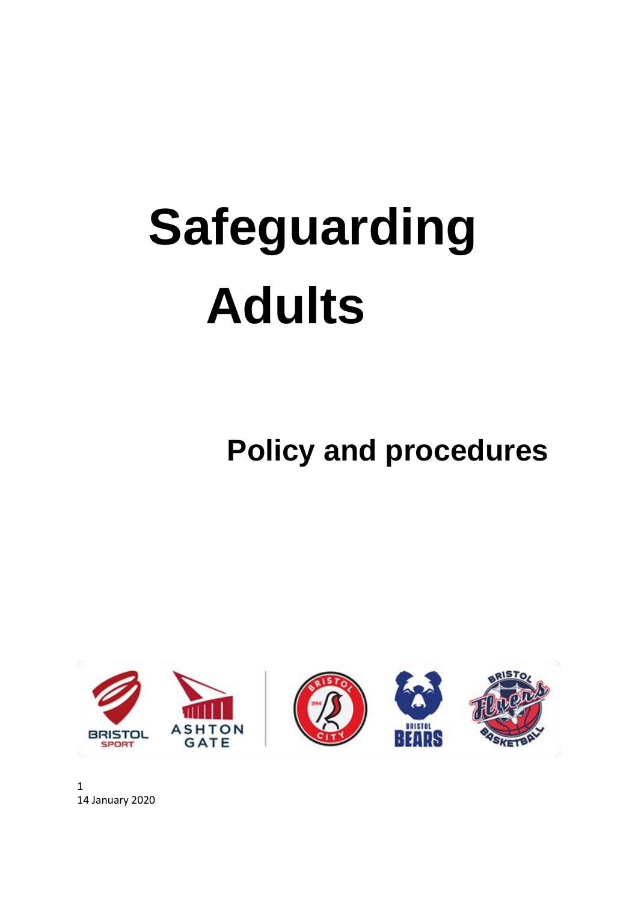# Safeguarding Adults

## Policy and procedures

14 January 2020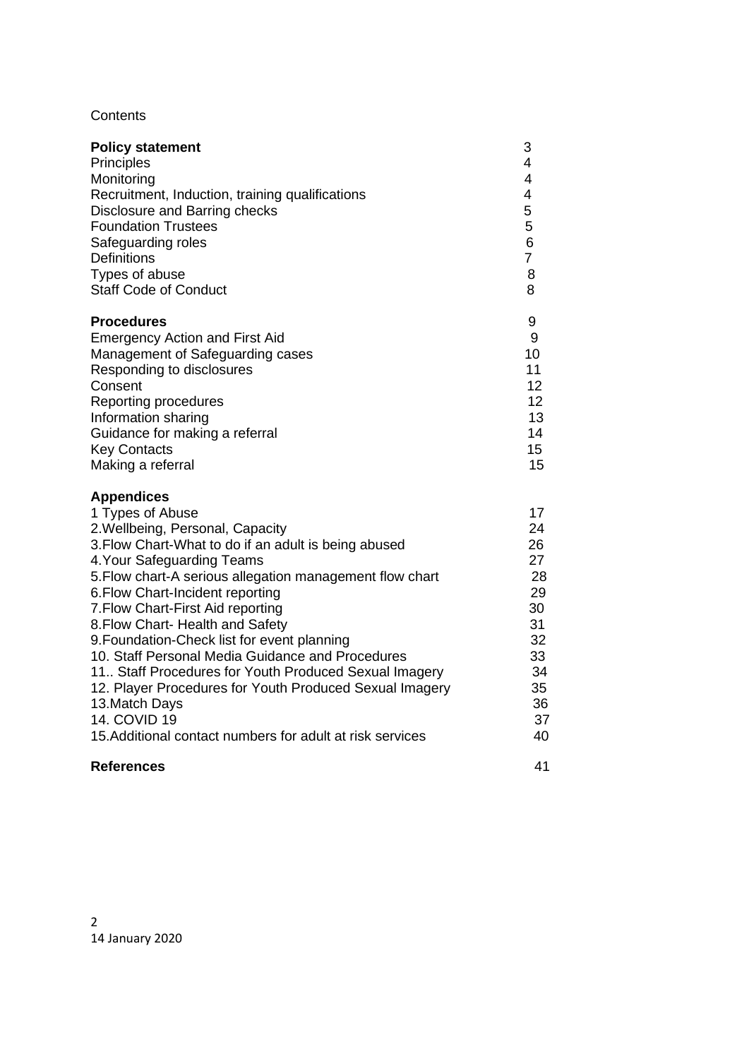Contents

| | |
|---|---|
| **Policy statement** | 3 |
| Principles | 4 |
| Monitoring | 4 |
| Recruitment, Induction, training qualifications | 4 |
| Disclosure and Barring checks | 5 |
| Foundation Trustees | 5 |
| Safeguarding roles | 6 |
| Definitions | 7 |
| Types of abuse | 8 |
| Staff Code of Conduct | 8 |
| **Procedures** | 9 |
| Emergency Action and First Aid | 9 |
| Management of Safeguarding cases | 10 |
| Responding to disclosures | 11 |
| Consent | 12 |
| Reporting procedures | 12 |
| Information sharing | 13 |
| Guidance for making a referral | 14 |
| Key Contacts | 15 |
| Making a referral | 15 |
| **Appendices** | |
| 1 Types of Abuse | 17 |
| 2.Wellbeing, Personal, Capacity | 24 |
| 3.Flow Chart-What to do if an adult is being abused | 26 |
| 4.Your Safeguarding Teams | 27 |
| 5.Flow chart-A serious allegation management flow chart | 28 |
| 6.Flow Chart-Incident reporting | 29 |
| 7.Flow Chart-First Aid reporting | 30 |
| 8.Flow Chart- Health and Safety | 31 |
| 9.Foundation-Check list for event planning | 32 |
| 10. Staff Personal Media Guidance and Procedures | 33 |
| 11.. Staff Procedures for Youth Produced Sexual Imagery | 34 |
| 12. Player Procedures for Youth Produced Sexual Imagery | 35 |
| 13.Match Days | 36 |
| 14. COVID 19 | 37 |
| 15.Additional contact numbers for adult at risk services | 40 |
| **References** | 41 |

14 January 2020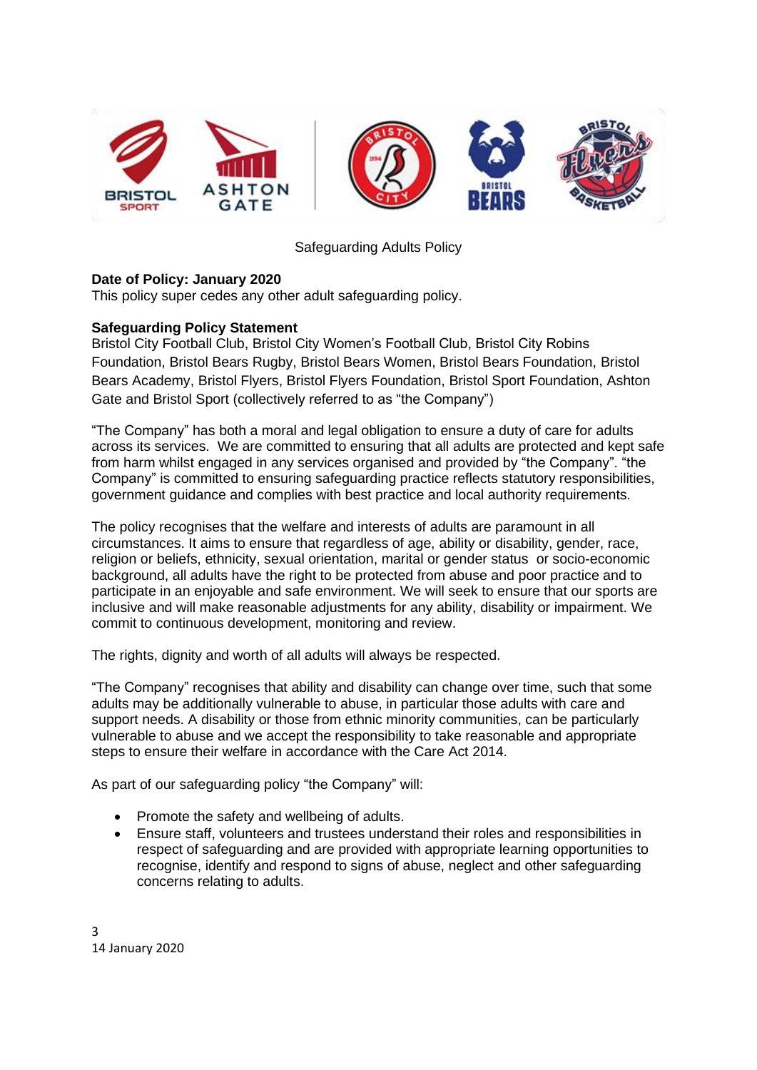Safeguarding Adults Policy

**Date of Policy: January 2020**

This policy super cedes any other adult safeguarding policy.

**Safeguarding Policy Statement**

Bristol City Football Club, Bristol City Women's Football Club, Bristol City Robins Foundation, Bristol Bears Rugby, Bristol Bears Women, Bristol Bears Foundation, Bristol Bears Academy, Bristol Flyers, Bristol Flyers Foundation, Bristol Sport Foundation, Ashton Gate and Bristol Sport (collectively referred to as "the Company")

"The Company" has both a moral and legal obligation to ensure a duty of care for adults across its services. We are committed to ensuring that all adults are protected and kept safe from harm whilst engaged in any services organised and provided by "the Company". "the Company" is committed to ensuring safeguarding practice reflects statutory responsibilities, government guidance and complies with best practice and local authority requirements.

The policy recognises that the welfare and interests of adults are paramount in all circumstances. It aims to ensure that regardless of age, ability or disability, gender, race, religion or beliefs, ethnicity, sexual orientation, marital or gender status or socio-economic background, all adults have the right to be protected from abuse and poor practice and to participate in an enjoyable and safe environment. We will seek to ensure that our sports are inclusive and will make reasonable adjustments for any ability, disability or impairment. We commit to continuous development, monitoring and review.

The rights, dignity and worth of all adults will always be respected.

"The Company" recognises that ability and disability can change over time, such that some adults may be additionally vulnerable to abuse, in particular those adults with care and support needs. A disability or those from ethnic minority communities, can be particularly vulnerable to abuse and we accept the responsibility to take reasonable and appropriate steps to ensure their welfare in accordance with the Care Act 2014.

As part of our safeguarding policy "the Company" will:

- Promote the safety and wellbeing of adults.
- Ensure staff, volunteers and trustees understand their roles and responsibilities in respect of safeguarding and are provided with appropriate learning opportunities to recognise, identify and respond to signs of abuse, neglect and other safeguarding concerns relating to adults.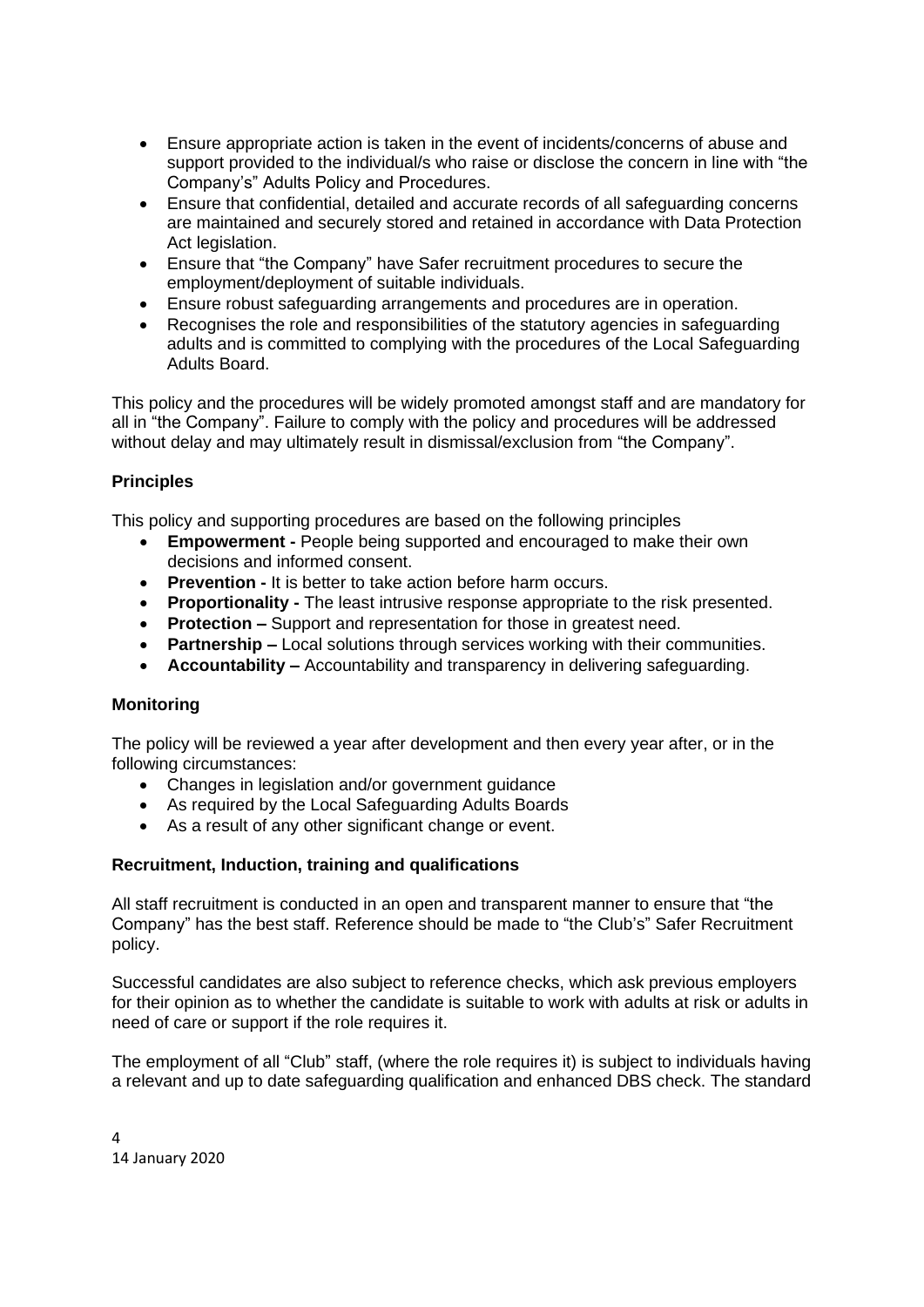- Ensure appropriate action is taken in the event of incidents/concerns of abuse and support provided to the individual/s who raise or disclose the concern in line with "the Company's" Adults Policy and Procedures.
- Ensure that confidential, detailed and accurate records of all safeguarding concerns are maintained and securely stored and retained in accordance with Data Protection Act legislation.
- Ensure that "the Company" have Safer recruitment procedures to secure the employment/deployment of suitable individuals.
- Ensure robust safeguarding arrangements and procedures are in operation.
- Recognises the role and responsibilities of the statutory agencies in safeguarding adults and is committed to complying with the procedures of the Local Safeguarding Adults Board.

This policy and the procedures will be widely promoted amongst staff and are mandatory for all in "the Company". Failure to comply with the policy and procedures will be addressed without delay and may ultimately result in dismissal/exclusion from "the Company".

**Principles**

This policy and supporting procedures are based on the following principles

- **Empowerment -** People being supported and encouraged to make their own decisions and informed consent.
- **Prevention -** It is better to take action before harm occurs.
- **Proportionality -** The least intrusive response appropriate to the risk presented.
- **Protection –** Support and representation for those in greatest need.
- **Partnership –** Local solutions through services working with their communities.
- **Accountability –** Accountability and transparency in delivering safeguarding.

**Monitoring**

The policy will be reviewed a year after development and then every year after, or in the following circumstances:

- Changes in legislation and/or government guidance
- As required by the Local Safeguarding Adults Boards
- As a result of any other significant change or event.

**Recruitment, Induction, training and qualifications**

All staff recruitment is conducted in an open and transparent manner to ensure that "the Company" has the best staff. Reference should be made to "the Club's" Safer Recruitment policy.

Successful candidates are also subject to reference checks, which ask previous employers for their opinion as to whether the candidate is suitable to work with adults at risk or adults in need of care or support if the role requires it.

The employment of all "Club" staff, (where the role requires it) is subject to individuals having a relevant and up to date safeguarding qualification and enhanced DBS check. The standard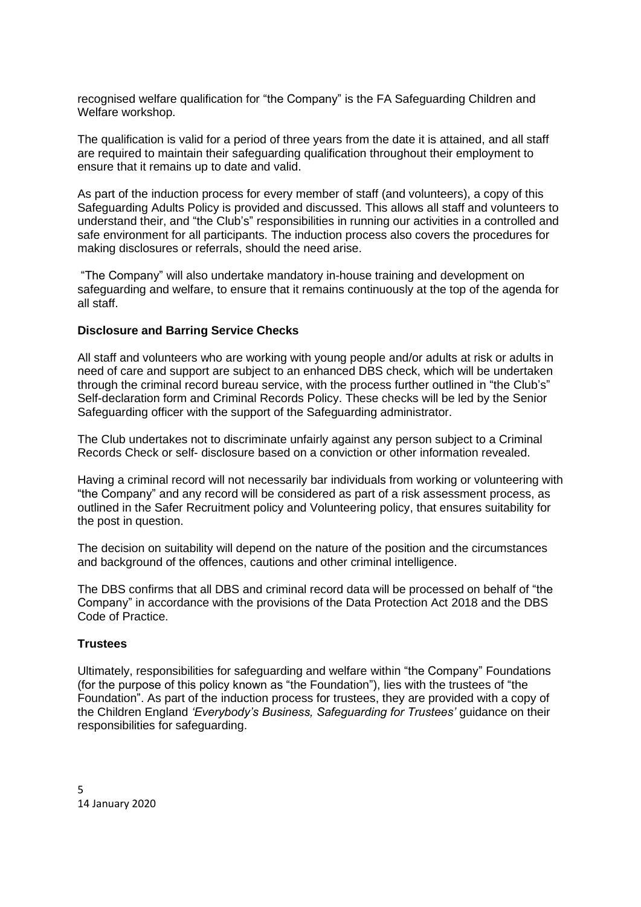recognised welfare qualification for “the Company” is the FA Safeguarding Children and Welfare workshop.

The qualification is valid for a period of three years from the date it is attained, and all staff are required to maintain their safeguarding qualification throughout their employment to ensure that it remains up to date and valid.

As part of the induction process for every member of staff (and volunteers), a copy of this Safeguarding Adults Policy is provided and discussed. This allows all staff and volunteers to understand their, and “the Club’s” responsibilities in running our activities in a controlled and safe environment for all participants. The induction process also covers the procedures for making disclosures or referrals, should the need arise.

“The Company” will also undertake mandatory in-house training and development on safeguarding and welfare, to ensure that it remains continuously at the top of the agenda for all staff.

**Disclosure and Barring Service Checks**

All staff and volunteers who are working with young people and/or adults at risk or adults in need of care and support are subject to an enhanced DBS check, which will be undertaken through the criminal record bureau service, with the process further outlined in “the Club’s” Self-declaration form and Criminal Records Policy. These checks will be led by the Senior Safeguarding officer with the support of the Safeguarding administrator.

The Club undertakes not to discriminate unfairly against any person subject to a Criminal Records Check or self- disclosure based on a conviction or other information revealed.

Having a criminal record will not necessarily bar individuals from working or volunteering with “the Company” and any record will be considered as part of a risk assessment process, as outlined in the Safer Recruitment policy and Volunteering policy, that ensures suitability for the post in question.

The decision on suitability will depend on the nature of the position and the circumstances and background of the offences, cautions and other criminal intelligence.

The DBS confirms that all DBS and criminal record data will be processed on behalf of “the Company” in accordance with the provisions of the Data Protection Act 2018 and the DBS Code of Practice.

**Trustees**

Ultimately, responsibilities for safeguarding and welfare within “the Company” Foundations (for the purpose of this policy known as “the Foundation”), lies with the trustees of “the Foundation”. As part of the induction process for trustees, they are provided with a copy of the Children England *‘Everybody’s Business, Safeguarding for Trustees’* guidance on their responsibilities for safeguarding.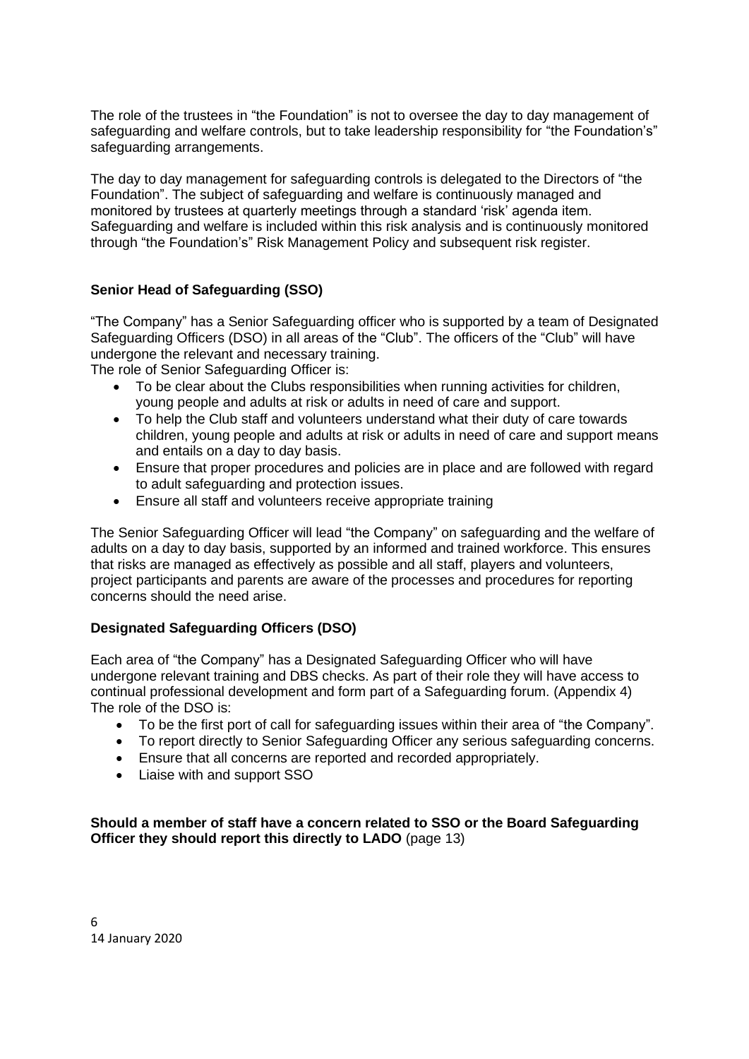The role of the trustees in "the Foundation" is not to oversee the day to day management of safeguarding and welfare controls, but to take leadership responsibility for "the Foundation's" safeguarding arrangements.

The day to day management for safeguarding controls is delegated to the Directors of "the Foundation". The subject of safeguarding and welfare is continuously managed and monitored by trustees at quarterly meetings through a standard 'risk' agenda item. Safeguarding and welfare is included within this risk analysis and is continuously monitored through "the Foundation's" Risk Management Policy and subsequent risk register.

**Senior Head of Safeguarding (SSO)**

"The Company" has a Senior Safeguarding officer who is supported by a team of Designated Safeguarding Officers (DSO) in all areas of the "Club". The officers of the "Club" will have undergone the relevant and necessary training.

The role of Senior Safeguarding Officer is:

- To be clear about the Clubs responsibilities when running activities for children, young people and adults at risk or adults in need of care and support.
- To help the Club staff and volunteers understand what their duty of care towards children, young people and adults at risk or adults in need of care and support means and entails on a day to day basis.
- Ensure that proper procedures and policies are in place and are followed with regard to adult safeguarding and protection issues.
- Ensure all staff and volunteers receive appropriate training

The Senior Safeguarding Officer will lead "the Company" on safeguarding and the welfare of adults on a day to day basis, supported by an informed and trained workforce. This ensures that risks are managed as effectively as possible and all staff, players and volunteers, project participants and parents are aware of the processes and procedures for reporting concerns should the need arise.

**Designated Safeguarding Officers (DSO)**

Each area of "the Company" has a Designated Safeguarding Officer who will have undergone relevant training and DBS checks. As part of their role they will have access to continual professional development and form part of a Safeguarding forum. (Appendix 4)

The role of the DSO is:

- To be the first port of call for safeguarding issues within their area of "the Company".
- To report directly to Senior Safeguarding Officer any serious safeguarding concerns.
- Ensure that all concerns are reported and recorded appropriately.
- Liaise with and support SSO

**Should a member of staff have a concern related to SSO or the Board Safeguarding Officer they should report this directly to LADO** (page 13)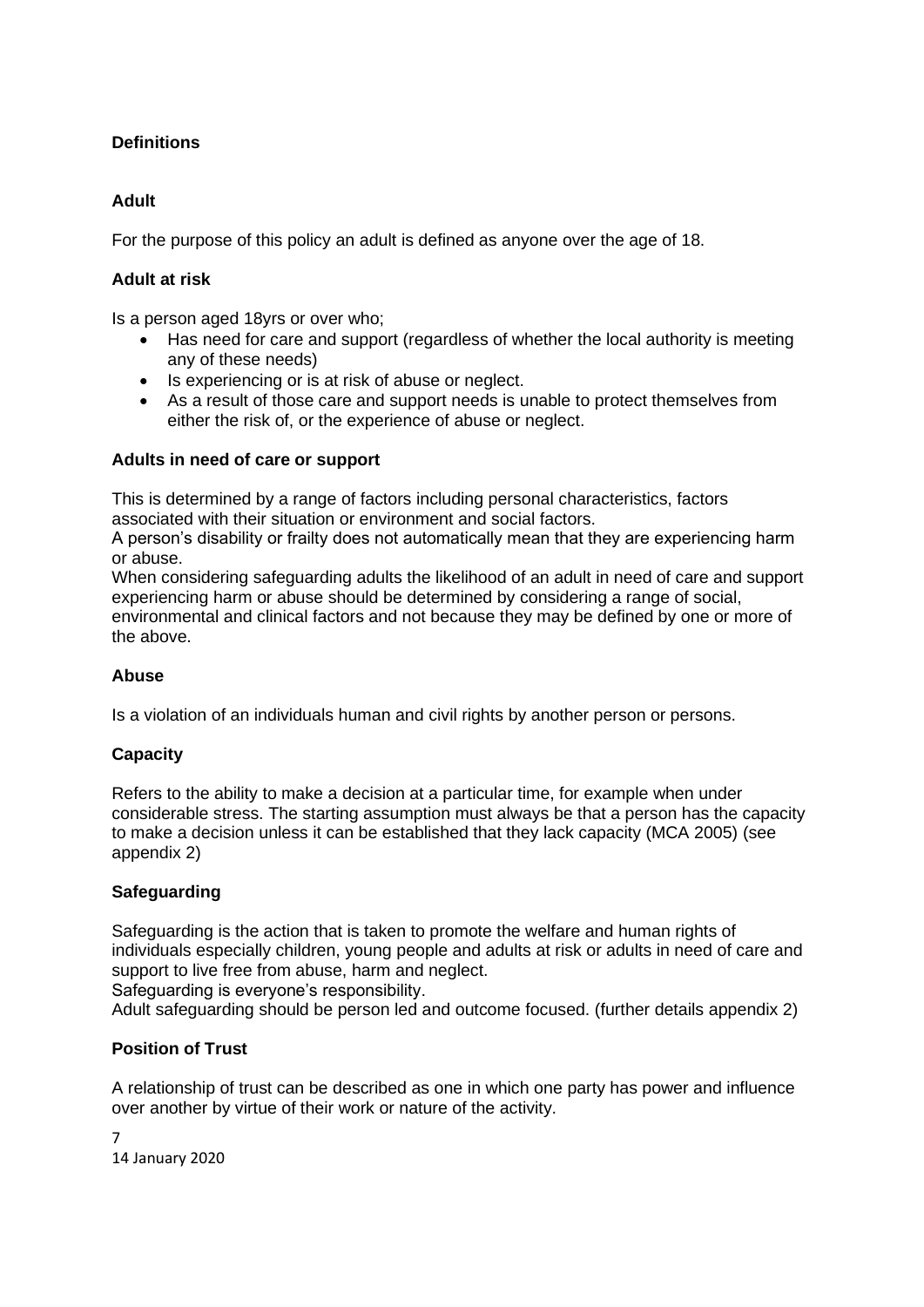**Definitions**

**Adult**

For the purpose of this policy an adult is defined as anyone over the age of 18.

**Adult at risk**

Is a person aged 18yrs or over who;

- Has need for care and support (regardless of whether the local authority is meeting any of these needs)
- Is experiencing or is at risk of abuse or neglect.
- As a result of those care and support needs is unable to protect themselves from either the risk of, or the experience of abuse or neglect.

**Adults in need of care or support**

This is determined by a range of factors including personal characteristics, factors associated with their situation or environment and social factors.
A person's disability or frailty does not automatically mean that they are experiencing harm or abuse.
When considering safeguarding adults the likelihood of an adult in need of care and support experiencing harm or abuse should be determined by considering a range of social, environmental and clinical factors and not because they may be defined by one or more of the above.

**Abuse**

Is a violation of an individuals human and civil rights by another person or persons.

**Capacity**

Refers to the ability to make a decision at a particular time, for example when under considerable stress. The starting assumption must always be that a person has the capacity to make a decision unless it can be established that they lack capacity (MCA 2005) (see appendix 2)

**Safeguarding**

Safeguarding is the action that is taken to promote the welfare and human rights of individuals especially children, young people and adults at risk or adults in need of care and support to live free from abuse, harm and neglect.
Safeguarding is everyone's responsibility.
Adult safeguarding should be person led and outcome focused. (further details appendix 2)

**Position of Trust**

A relationship of trust can be described as one in which one party has power and influence over another by virtue of their work or nature of the activity.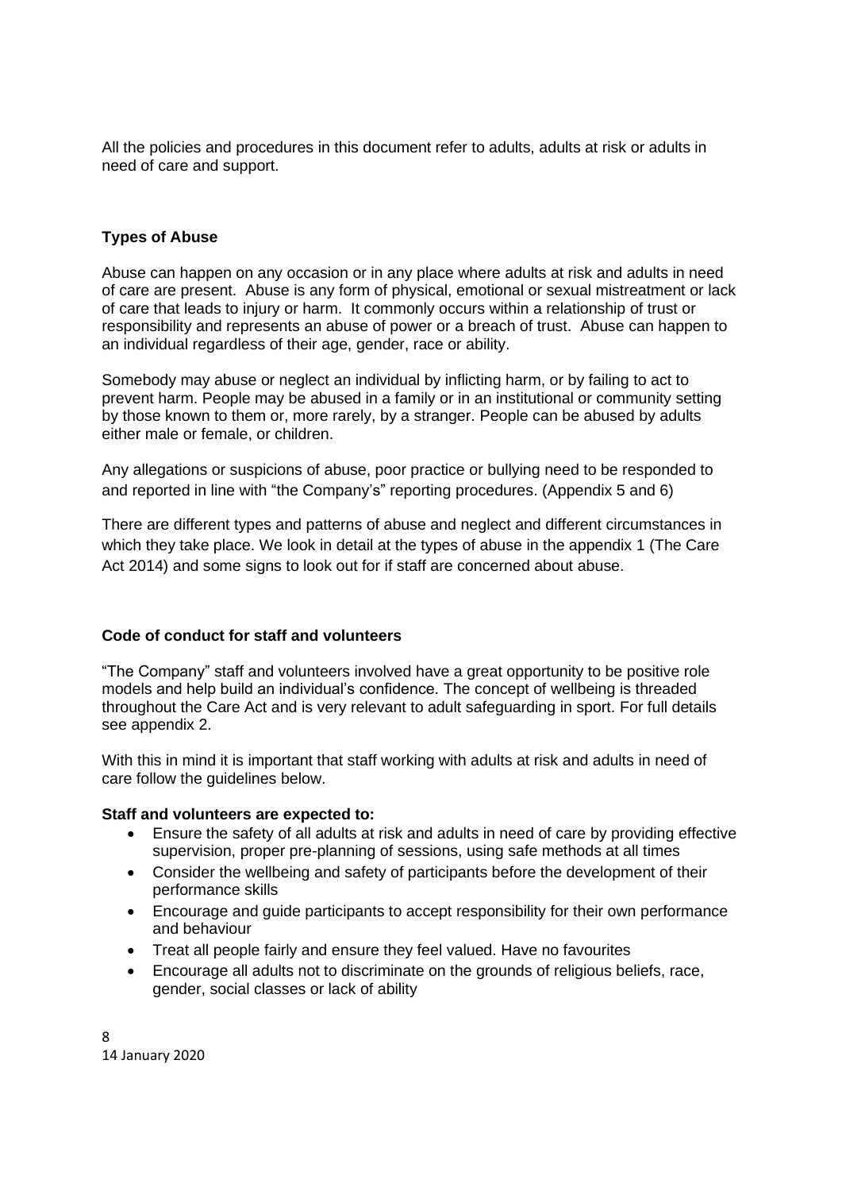All the policies and procedures in this document refer to adults, adults at risk or adults in need of care and support.

### Types of Abuse

Abuse can happen on any occasion or in any place where adults at risk and adults in need of care are present. Abuse is any form of physical, emotional or sexual mistreatment or lack of care that leads to injury or harm. It commonly occurs within a relationship of trust or responsibility and represents an abuse of power or a breach of trust. Abuse can happen to an individual regardless of their age, gender, race or ability.

Somebody may abuse or neglect an individual by inflicting harm, or by failing to act to prevent harm. People may be abused in a family or in an institutional or community setting by those known to them or, more rarely, by a stranger. People can be abused by adults either male or female, or children.

Any allegations or suspicions of abuse, poor practice or bullying need to be responded to and reported in line with "the Company's" reporting procedures. (Appendix 5 and 6)

There are different types and patterns of abuse and neglect and different circumstances in which they take place. We look in detail at the types of abuse in the appendix 1 (The Care Act 2014) and some signs to look out for if staff are concerned about abuse.

### Code of conduct for staff and volunteers

"The Company" staff and volunteers involved have a great opportunity to be positive role models and help build an individual's confidence. The concept of wellbeing is threaded throughout the Care Act and is very relevant to adult safeguarding in sport. For full details see appendix 2.

With this in mind it is important that staff working with adults at risk and adults in need of care follow the guidelines below.

**Staff and volunteers are expected to:**

- Ensure the safety of all adults at risk and adults in need of care by providing effective supervision, proper pre-planning of sessions, using safe methods at all times
- Consider the wellbeing and safety of participants before the development of their performance skills
- Encourage and guide participants to accept responsibility for their own performance and behaviour
- Treat all people fairly and ensure they feel valued. Have no favourites
- Encourage all adults not to discriminate on the grounds of religious beliefs, race, gender, social classes or lack of ability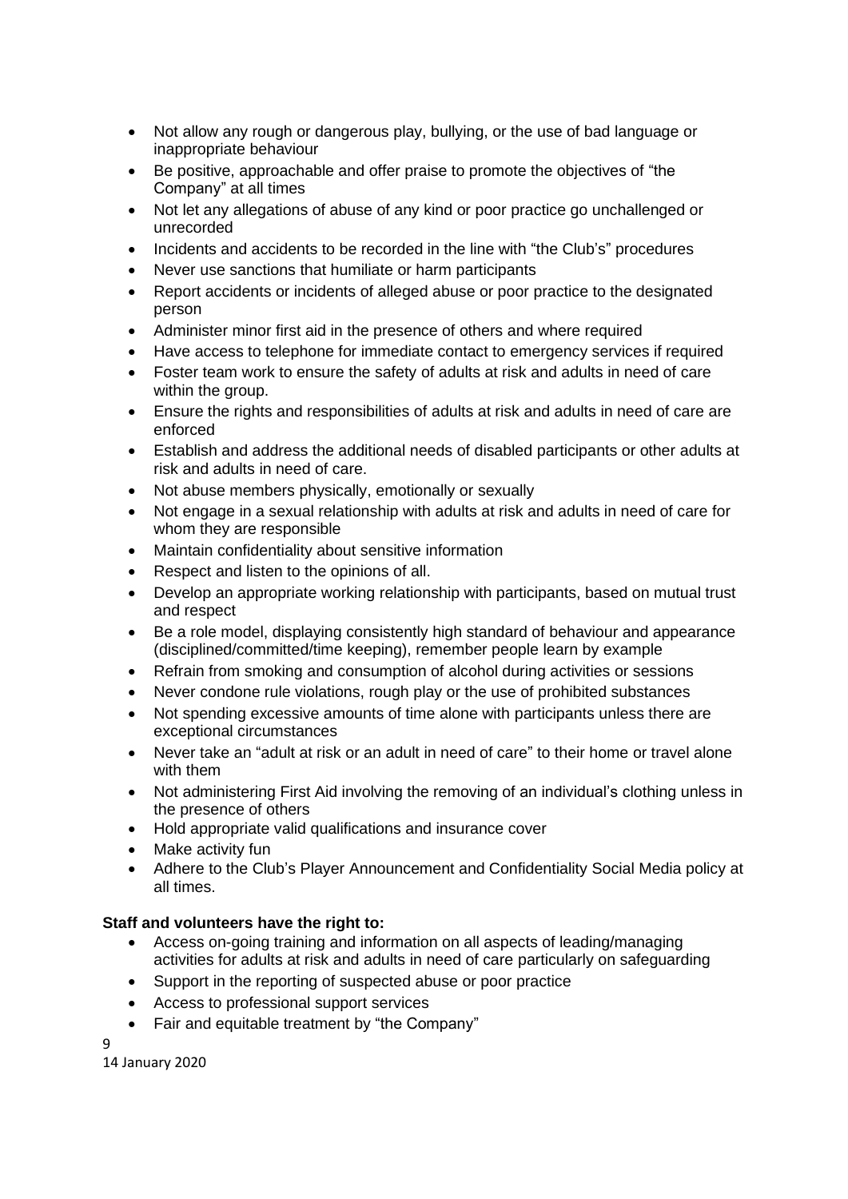- Not allow any rough or dangerous play, bullying, or the use of bad language or inappropriate behaviour
- Be positive, approachable and offer praise to promote the objectives of "the Company" at all times
- Not let any allegations of abuse of any kind or poor practice go unchallenged or unrecorded
- Incidents and accidents to be recorded in the line with "the Club's" procedures
- Never use sanctions that humiliate or harm participants
- Report accidents or incidents of alleged abuse or poor practice to the designated person
- Administer minor first aid in the presence of others and where required
- Have access to telephone for immediate contact to emergency services if required
- Foster team work to ensure the safety of adults at risk and adults in need of care within the group.
- Ensure the rights and responsibilities of adults at risk and adults in need of care are enforced
- Establish and address the additional needs of disabled participants or other adults at risk and adults in need of care.
- Not abuse members physically, emotionally or sexually
- Not engage in a sexual relationship with adults at risk and adults in need of care for whom they are responsible
- Maintain confidentiality about sensitive information
- Respect and listen to the opinions of all.
- Develop an appropriate working relationship with participants, based on mutual trust and respect
- Be a role model, displaying consistently high standard of behaviour and appearance (disciplined/committed/time keeping), remember people learn by example
- Refrain from smoking and consumption of alcohol during activities or sessions
- Never condone rule violations, rough play or the use of prohibited substances
- Not spending excessive amounts of time alone with participants unless there are exceptional circumstances
- Never take an "adult at risk or an adult in need of care" to their home or travel alone with them
- Not administering First Aid involving the removing of an individual's clothing unless in the presence of others
- Hold appropriate valid qualifications and insurance cover
- Make activity fun
- Adhere to the Club's Player Announcement and Confidentiality Social Media policy at all times.

**Staff and volunteers have the right to:**

- Access on-going training and information on all aspects of leading/managing activities for adults at risk and adults in need of care particularly on safeguarding
- Support in the reporting of suspected abuse or poor practice
- Access to professional support services
- Fair and equitable treatment by "the Company"

14 January 2020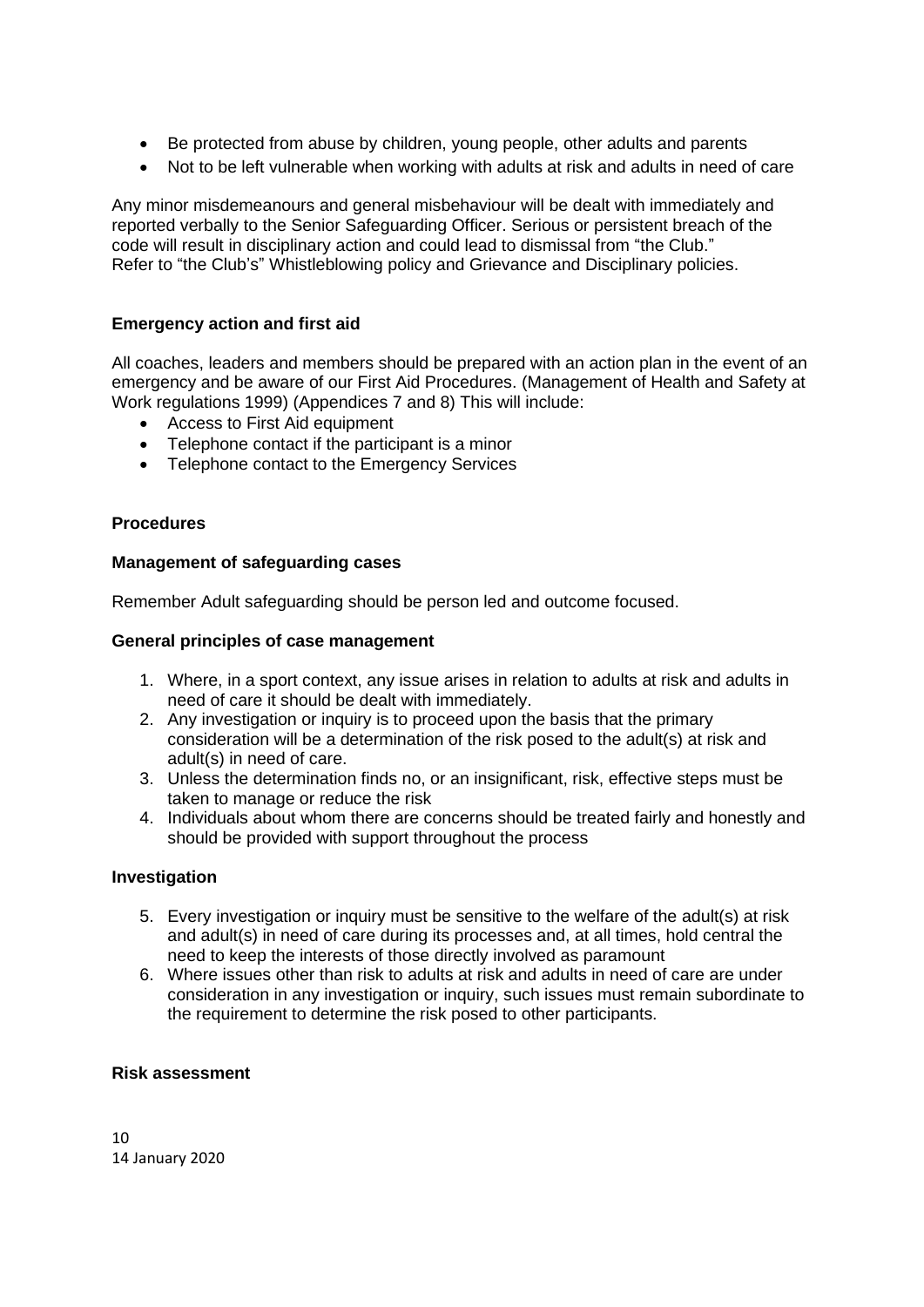- Be protected from abuse by children, young people, other adults and parents
- Not to be left vulnerable when working with adults at risk and adults in need of care

Any minor misdemeanours and general misbehaviour will be dealt with immediately and reported verbally to the Senior Safeguarding Officer. Serious or persistent breach of the code will result in disciplinary action and could lead to dismissal from "the Club."
Refer to "the Club's" Whistleblowing policy and Grievance and Disciplinary policies.

**Emergency action and first aid**

All coaches, leaders and members should be prepared with an action plan in the event of an emergency and be aware of our First Aid Procedures. (Management of Health and Safety at Work regulations 1999) (Appendices 7 and 8) This will include:

- Access to First Aid equipment
- Telephone contact if the participant is a minor
- Telephone contact to the Emergency Services

**Procedures**

**Management of safeguarding cases**

Remember Adult safeguarding should be person led and outcome focused.

**General principles of case management**

1. Where, in a sport context, any issue arises in relation to adults at risk and adults in need of care it should be dealt with immediately.
2. Any investigation or inquiry is to proceed upon the basis that the primary consideration will be a determination of the risk posed to the adult(s) at risk and adult(s) in need of care.
3. Unless the determination finds no, or an insignificant, risk, effective steps must be taken to manage or reduce the risk
4. Individuals about whom there are concerns should be treated fairly and honestly and should be provided with support throughout the process

**Investigation**

5. Every investigation or inquiry must be sensitive to the welfare of the adult(s) at risk and adult(s) in need of care during its processes and, at all times, hold central the need to keep the interests of those directly involved as paramount
6. Where issues other than risk to adults at risk and adults in need of care are under consideration in any investigation or inquiry, such issues must remain subordinate to the requirement to determine the risk posed to other participants.

**Risk assessment**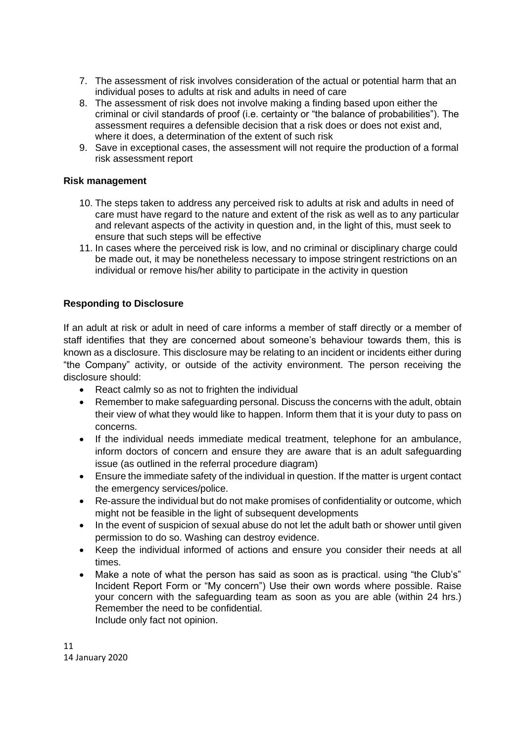7. The assessment of risk involves consideration of the actual or potential harm that an individual poses to adults at risk and adults in need of care
8. The assessment of risk does not involve making a finding based upon either the criminal or civil standards of proof (i.e. certainty or "the balance of probabilities"). The assessment requires a defensible decision that a risk does or does not exist and, where it does, a determination of the extent of such risk
9. Save in exceptional cases, the assessment will not require the production of a formal risk assessment report

**Risk management**

10. The steps taken to address any perceived risk to adults at risk and adults in need of care must have regard to the nature and extent of the risk as well as to any particular and relevant aspects of the activity in question and, in the light of this, must seek to ensure that such steps will be effective
11. In cases where the perceived risk is low, and no criminal or disciplinary charge could be made out, it may be nonetheless necessary to impose stringent restrictions on an individual or remove his/her ability to participate in the activity in question

**Responding to Disclosure**

If an adult at risk or adult in need of care informs a member of staff directly or a member of staff identifies that they are concerned about someone's behaviour towards them, this is known as a disclosure. This disclosure may be relating to an incident or incidents either during "the Company" activity, or outside of the activity environment. The person receiving the disclosure should:

- React calmly so as not to frighten the individual
- Remember to make safeguarding personal. Discuss the concerns with the adult, obtain their view of what they would like to happen. Inform them that it is your duty to pass on concerns.
- If the individual needs immediate medical treatment, telephone for an ambulance, inform doctors of concern and ensure they are aware that is an adult safeguarding issue (as outlined in the referral procedure diagram)
- Ensure the immediate safety of the individual in question. If the matter is urgent contact the emergency services/police.
- Re-assure the individual but do not make promises of confidentiality or outcome, which might not be feasible in the light of subsequent developments
- In the event of suspicion of sexual abuse do not let the adult bath or shower until given permission to do so. Washing can destroy evidence.
- Keep the individual informed of actions and ensure you consider their needs at all times.
- Make a note of what the person has said as soon as is practical. using "the Club's" Incident Report Form or "My concern") Use their own words where possible. Raise your concern with the safeguarding team as soon as you are able (within 24 hrs.) Remember the need to be confidential.
  Include only fact not opinion.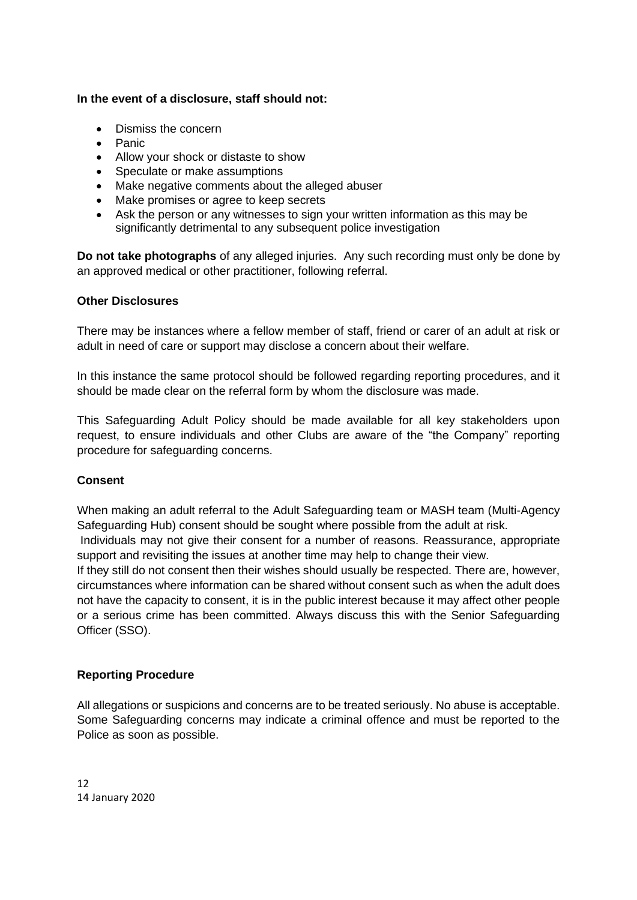**In the event of a disclosure, staff should not:**

- Dismiss the concern
- Panic
- Allow your shock or distaste to show
- Speculate or make assumptions
- Make negative comments about the alleged abuser
- Make promises or agree to keep secrets
- Ask the person or any witnesses to sign your written information as this may be significantly detrimental to any subsequent police investigation

**Do not take photographs** of any alleged injuries. Any such recording must only be done by an approved medical or other practitioner, following referral.

**Other Disclosures**

There may be instances where a fellow member of staff, friend or carer of an adult at risk or adult in need of care or support may disclose a concern about their welfare.

In this instance the same protocol should be followed regarding reporting procedures, and it should be made clear on the referral form by whom the disclosure was made.

This Safeguarding Adult Policy should be made available for all key stakeholders upon request, to ensure individuals and other Clubs are aware of the "the Company" reporting procedure for safeguarding concerns.

**Consent**

When making an adult referral to the Adult Safeguarding team or MASH team (Multi-Agency Safeguarding Hub) consent should be sought where possible from the adult at risk.

Individuals may not give their consent for a number of reasons. Reassurance, appropriate support and revisiting the issues at another time may help to change their view.

If they still do not consent then their wishes should usually be respected. There are, however, circumstances where information can be shared without consent such as when the adult does not have the capacity to consent, it is in the public interest because it may affect other people or a serious crime has been committed. Always discuss this with the Senior Safeguarding Officer (SSO).

**Reporting Procedure**

All allegations or suspicions and concerns are to be treated seriously. No abuse is acceptable. Some Safeguarding concerns may indicate a criminal offence and must be reported to the Police as soon as possible.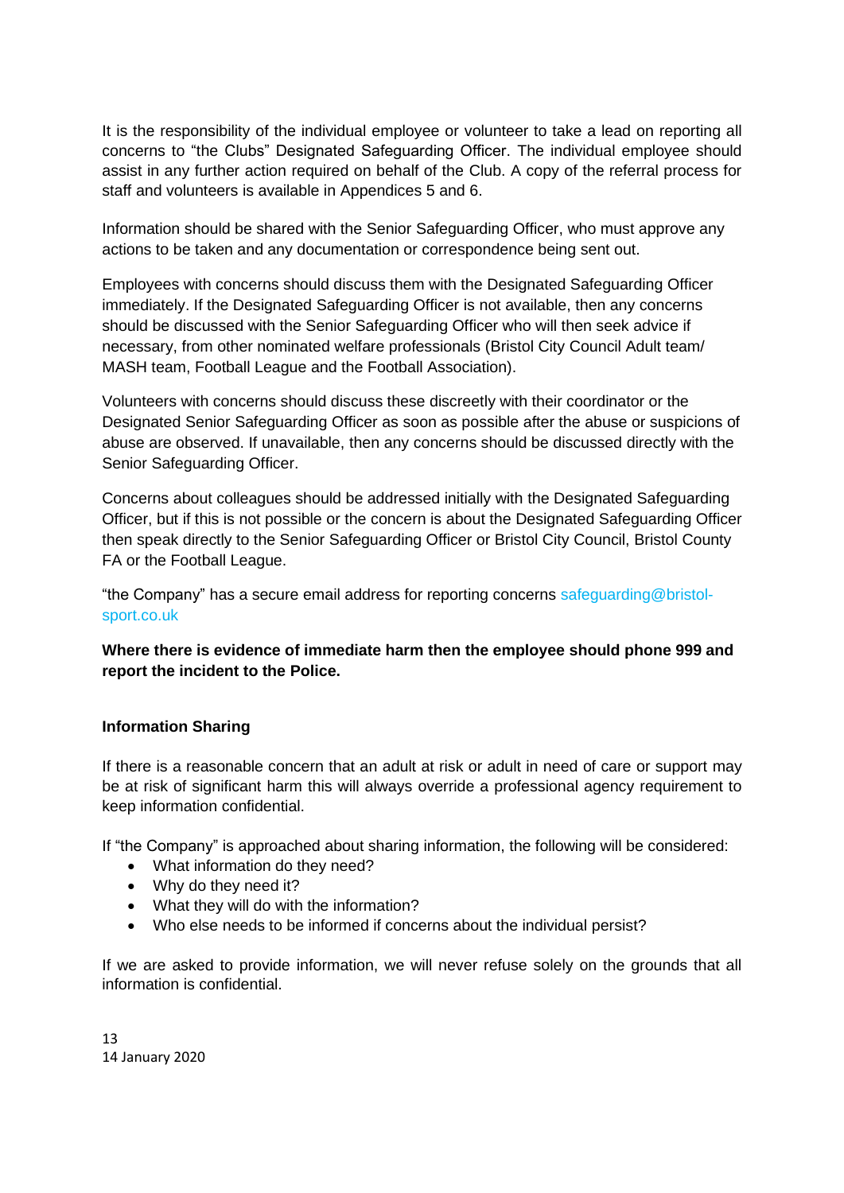It is the responsibility of the individual employee or volunteer to take a lead on reporting all concerns to "the Clubs" Designated Safeguarding Officer. The individual employee should assist in any further action required on behalf of the Club. A copy of the referral process for staff and volunteers is available in Appendices 5 and 6.

Information should be shared with the Senior Safeguarding Officer, who must approve any actions to be taken and any documentation or correspondence being sent out.

Employees with concerns should discuss them with the Designated Safeguarding Officer immediately. If the Designated Safeguarding Officer is not available, then any concerns should be discussed with the Senior Safeguarding Officer who will then seek advice if necessary, from other nominated welfare professionals (Bristol City Council Adult team/ MASH team, Football League and the Football Association).

Volunteers with concerns should discuss these discreetly with their coordinator or the Designated Senior Safeguarding Officer as soon as possible after the abuse or suspicions of abuse are observed. If unavailable, then any concerns should be discussed directly with the Senior Safeguarding Officer.

Concerns about colleagues should be addressed initially with the Designated Safeguarding Officer, but if this is not possible or the concern is about the Designated Safeguarding Officer then speak directly to the Senior Safeguarding Officer or Bristol City Council, Bristol County FA or the Football League.

"the Company" has a secure email address for reporting concerns safeguarding@bristol-sport.co.uk

**Where there is evidence of immediate harm then the employee should phone 999 and report the incident to the Police.**

**Information Sharing**

If there is a reasonable concern that an adult at risk or adult in need of care or support may be at risk of significant harm this will always override a professional agency requirement to keep information confidential.

If "the Company" is approached about sharing information, the following will be considered:

- What information do they need?
- Why do they need it?
- What they will do with the information?
- Who else needs to be informed if concerns about the individual persist?

If we are asked to provide information, we will never refuse solely on the grounds that all information is confidential.

14 January 2020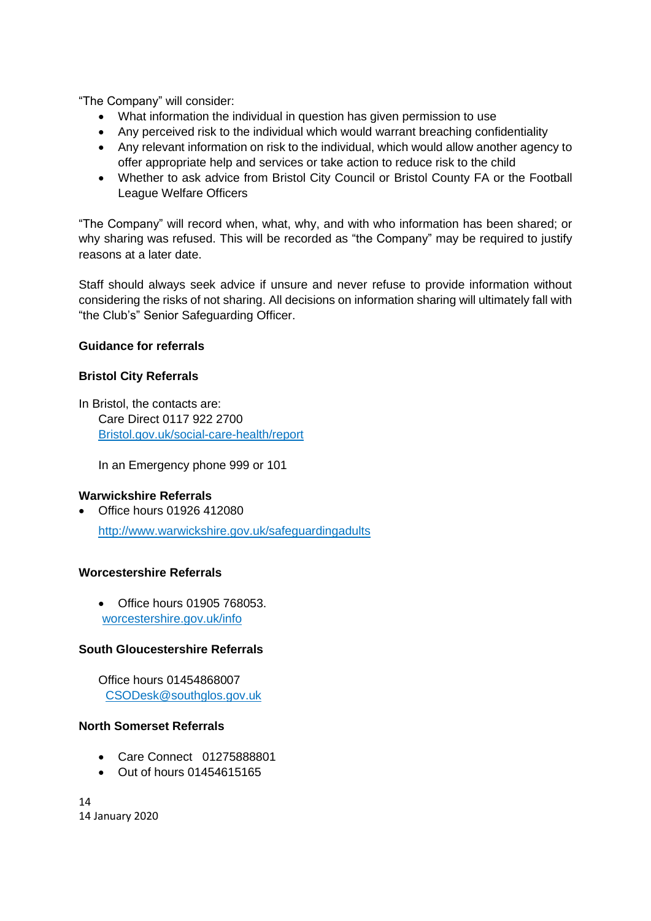"The Company" will consider:

- What information the individual in question has given permission to use
- Any perceived risk to the individual which would warrant breaching confidentiality
- Any relevant information on risk to the individual, which would allow another agency to offer appropriate help and services or take action to reduce risk to the child
- Whether to ask advice from Bristol City Council or Bristol County FA or the Football League Welfare Officers

"The Company" will record when, what, why, and with who information has been shared; or why sharing was refused. This will be recorded as "the Company" may be required to justify reasons at a later date.

Staff should always seek advice if unsure and never refuse to provide information without considering the risks of not sharing. All decisions on information sharing will ultimately fall with "the Club's" Senior Safeguarding Officer.

**Guidance for referrals**

**Bristol City Referrals**

In Bristol, the contacts are:

Care Direct 0117 922 2700
Bristol.gov.uk/social-care-health/report

In an Emergency phone 999 or 101

**Warwickshire Referrals**

- Office hours 01926 412080
  http://www.warwickshire.gov.uk/safeguardingadults

**Worcestershire Referrals**

- Office hours 01905 768053.
  worcestershire.gov.uk/info

**South Gloucestershire Referrals**

Office hours 01454868007
CSODesk@southglos.gov.uk

**North Somerset Referrals**

- Care Connect 01275888801
- Out of hours 01454615165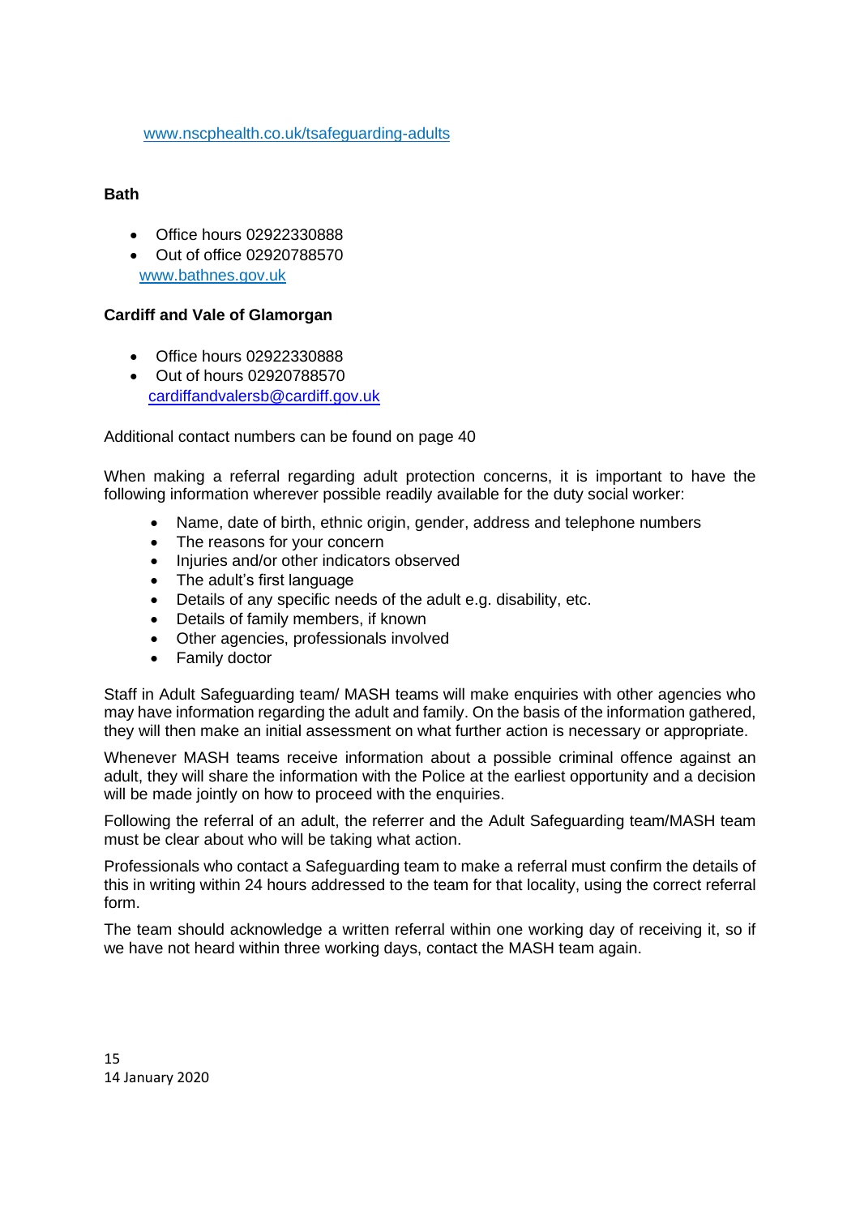www.nscphealth.co.uk/tsafeguarding-adults

**Bath**

- Office hours 02922330888
- Out of office 02920788570

www.bathnes.gov.uk

**Cardiff and Vale of Glamorgan**

- Office hours 02922330888
- Out of hours 02920788570
  cardiffandvalersb@cardiff.gov.uk

Additional contact numbers can be found on page 40

When making a referral regarding adult protection concerns, it is important to have the following information wherever possible readily available for the duty social worker:

- Name, date of birth, ethnic origin, gender, address and telephone numbers
- The reasons for your concern
- Injuries and/or other indicators observed
- The adult's first language
- Details of any specific needs of the adult e.g. disability, etc.
- Details of family members, if known
- Other agencies, professionals involved
- Family doctor

Staff in Adult Safeguarding team/ MASH teams will make enquiries with other agencies who may have information regarding the adult and family. On the basis of the information gathered, they will then make an initial assessment on what further action is necessary or appropriate.

Whenever MASH teams receive information about a possible criminal offence against an adult, they will share the information with the Police at the earliest opportunity and a decision will be made jointly on how to proceed with the enquiries.

Following the referral of an adult, the referrer and the Adult Safeguarding team/MASH team must be clear about who will be taking what action.

Professionals who contact a Safeguarding team to make a referral must confirm the details of this in writing within 24 hours addressed to the team for that locality, using the correct referral form.

The team should acknowledge a written referral within one working day of receiving it, so if we have not heard within three working days, contact the MASH team again.

14 January 2020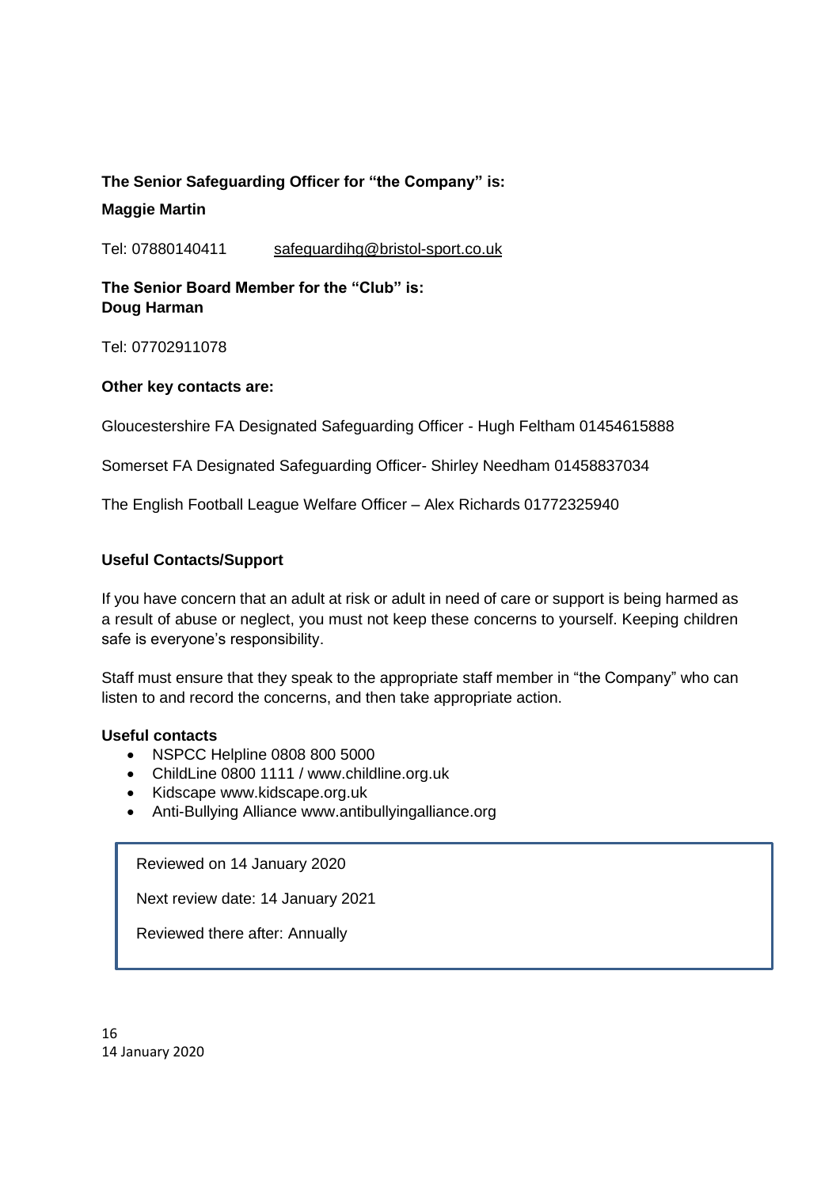**The Senior Safeguarding Officer for "the Company" is:**

**Maggie Martin**

Tel: 07880140411 safeguardihg@bristol-sport.co.uk

**The Senior Board Member for the "Club" is:**
**Doug Harman**

Tel: 07702911078

**Other key contacts are:**

Gloucestershire FA Designated Safeguarding Officer - Hugh Feltham 01454615888

Somerset FA Designated Safeguarding Officer- Shirley Needham 01458837034

The English Football League Welfare Officer – Alex Richards 01772325940

**Useful Contacts/Support**

If you have concern that an adult at risk or adult in need of care or support is being harmed as a result of abuse or neglect, you must not keep these concerns to yourself. Keeping children safe is everyone's responsibility.

Staff must ensure that they speak to the appropriate staff member in "the Company" who can listen to and record the concerns, and then take appropriate action.

**Useful contacts**

- NSPCC Helpline 0808 800 5000
- ChildLine 0800 1111 / www.childline.org.uk
- Kidscape www.kidscape.org.uk
- Anti-Bullying Alliance www.antibullyingalliance.org

Reviewed on 14 January 2020

Next review date: 14 January 2021

Reviewed there after: Annually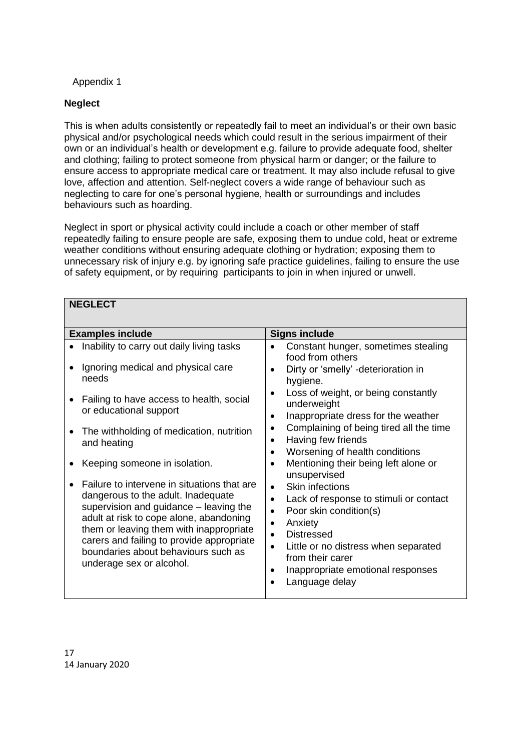Appendix 1

**Neglect**

This is when adults consistently or repeatedly fail to meet an individual's or their own basic physical and/or psychological needs which could result in the serious impairment of their own or an individual's health or development e.g. failure to provide adequate food, shelter and clothing; failing to protect someone from physical harm or danger; or the failure to ensure access to appropriate medical care or treatment. It may also include refusal to give love, affection and attention. Self-neglect covers a wide range of behaviour such as neglecting to care for one's personal hygiene, health or surroundings and includes behaviours such as hoarding.

Neglect in sport or physical activity could include a coach or other member of staff repeatedly failing to ensure people are safe, exposing them to undue cold, heat or extreme weather conditions without ensuring adequate clothing or hydration; exposing them to unnecessary risk of injury e.g. by ignoring safe practice guidelines, failing to ensure the use of safety equipment, or by requiring participants to join in when injured or unwell.

| **NEGLECT** | |
|---|---|
| **Examples include** | **Signs include** |
| • Inability to carry out daily living tasks<br>• Ignoring medical and physical care needs<br>• Failing to have access to health, social or educational support<br>• The withholding of medication, nutrition and heating<br>• Keeping someone in isolation.<br>• Failure to intervene in situations that are dangerous to the adult. Inadequate supervision and guidance – leaving the adult at risk to cope alone, abandoning them or leaving them with inappropriate carers and failing to provide appropriate boundaries about behaviours such as underage sex or alcohol. | • Constant hunger, sometimes stealing food from others<br>• Dirty or 'smelly' -deterioration in hygiene.<br>• Loss of weight, or being constantly underweight<br>• Inappropriate dress for the weather<br>• Complaining of being tired all the time<br>• Having few friends<br>• Worsening of health conditions<br>• Mentioning their being left alone or unsupervised<br>• Skin infections<br>• Lack of response to stimuli or contact<br>• Poor skin condition(s)<br>• Anxiety<br>• Distressed<br>• Little or no distress when separated from their carer<br>• Inappropriate emotional responses<br>• Language delay |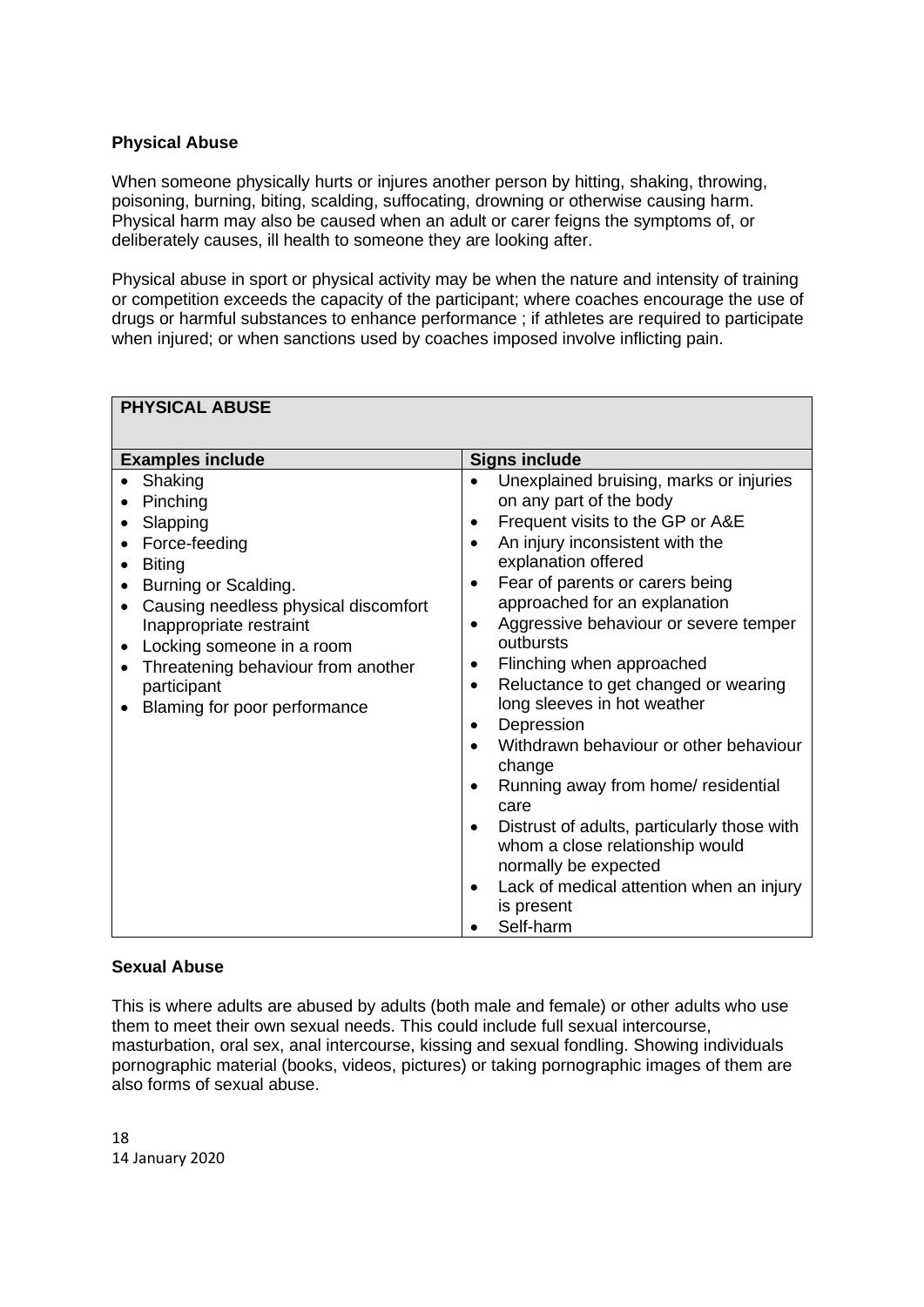**Physical Abuse**

When someone physically hurts or injures another person by hitting, shaking, throwing, poisoning, burning, biting, scalding, suffocating, drowning or otherwise causing harm. Physical harm may also be caused when an adult or carer feigns the symptoms of, or deliberately causes, ill health to someone they are looking after.

Physical abuse in sport or physical activity may be when the nature and intensity of training or competition exceeds the capacity of the participant; where coaches encourage the use of drugs or harmful substances to enhance performance ; if athletes are required to participate when injured; or when sanctions used by coaches imposed involve inflicting pain.

| PHYSICAL ABUSE | |
|---|---|
| **Examples include** | **Signs include** |
| • Shaking<br>• Pinching<br>• Slapping<br>• Force-feeding<br>• Biting<br>• Burning or Scalding.<br>• Causing needless physical discomfort Inappropriate restraint<br>• Locking someone in a room<br>• Threatening behaviour from another participant<br>• Blaming for poor performance | • Unexplained bruising, marks or injuries on any part of the body<br>• Frequent visits to the GP or A&E<br>• An injury inconsistent with the explanation offered<br>• Fear of parents or carers being approached for an explanation<br>• Aggressive behaviour or severe temper outbursts<br>• Flinching when approached<br>• Reluctance to get changed or wearing long sleeves in hot weather<br>• Depression<br>• Withdrawn behaviour or other behaviour change<br>• Running away from home/ residential care<br>• Distrust of adults, particularly those with whom a close relationship would normally be expected<br>• Lack of medical attention when an injury is present<br>• Self-harm |

**Sexual Abuse**

This is where adults are abused by adults (both male and female) or other adults who use them to meet their own sexual needs. This could include full sexual intercourse, masturbation, oral sex, anal intercourse, kissing and sexual fondling. Showing individuals pornographic material (books, videos, pictures) or taking pornographic images of them are also forms of sexual abuse.

14 January 2020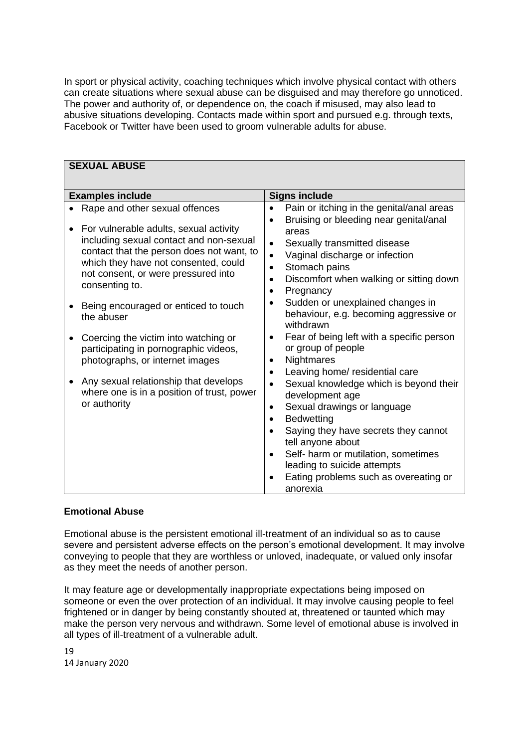In sport or physical activity, coaching techniques which involve physical contact with others can create situations where sexual abuse can be disguised and may therefore go unnoticed. The power and authority of, or dependence on, the coach if misused, may also lead to abusive situations developing. Contacts made within sport and pursued e.g. through texts, Facebook or Twitter have been used to groom vulnerable adults for abuse.

| **SEXUAL ABUSE** | |
|---|---|
| **Examples include** | **Signs include** |
| • Rape and other sexual offences<br>• For vulnerable adults, sexual activity including sexual contact and non-sexual contact that the person does not want, to which they have not consented, could not consent, or were pressured into consenting to.<br>• Being encouraged or enticed to touch the abuser<br>• Coercing the victim into watching or participating in pornographic videos, photographs, or internet images<br>• Any sexual relationship that develops where one is in a position of trust, power or authority | • Pain or itching in the genital/anal areas<br>• Bruising or bleeding near genital/anal areas<br>• Sexually transmitted disease<br>• Vaginal discharge or infection<br>• Stomach pains<br>• Discomfort when walking or sitting down<br>• Pregnancy<br>• Sudden or unexplained changes in behaviour, e.g. becoming aggressive or withdrawn<br>• Fear of being left with a specific person or group of people<br>• Nightmares<br>• Leaving home/ residential care<br>• Sexual knowledge which is beyond their development age<br>• Sexual drawings or language<br>• Bedwetting<br>• Saying they have secrets they cannot tell anyone about<br>• Self- harm or mutilation, sometimes leading to suicide attempts<br>• Eating problems such as overeating or anorexia |

**Emotional Abuse**

Emotional abuse is the persistent emotional ill-treatment of an individual so as to cause severe and persistent adverse effects on the person's emotional development. It may involve conveying to people that they are worthless or unloved, inadequate, or valued only insofar as they meet the needs of another person.

It may feature age or developmentally inappropriate expectations being imposed on someone or even the over protection of an individual. It may involve causing people to feel frightened or in danger by being constantly shouted at, threatened or taunted which may make the person very nervous and withdrawn. Some level of emotional abuse is involved in all types of ill-treatment of a vulnerable adult.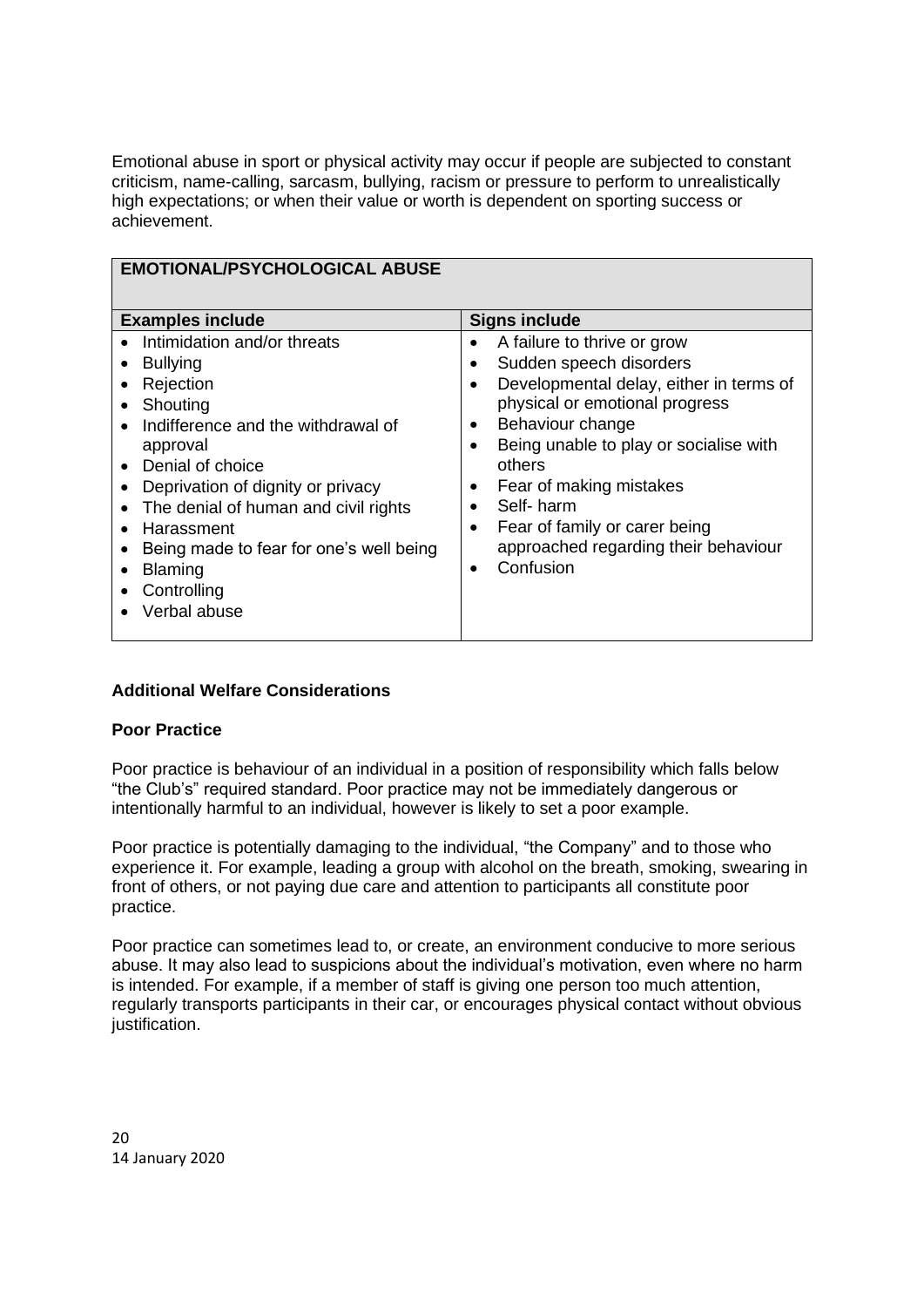Emotional abuse in sport or physical activity may occur if people are subjected to constant criticism, name-calling, sarcasm, bullying, racism or pressure to perform to unrealistically high expectations; or when their value or worth is dependent on sporting success or achievement.

| **EMOTIONAL/PSYCHOLOGICAL ABUSE** | |
|---|---|
| **Examples include** | **Signs include** |
| • Intimidation and/or threats<br>• Bullying<br>• Rejection<br>• Shouting<br>• Indifference and the withdrawal of approval<br>• Denial of choice<br>• Deprivation of dignity or privacy<br>• The denial of human and civil rights<br>• Harassment<br>• Being made to fear for one's well being<br>• Blaming<br>• Controlling<br>• Verbal abuse | • A failure to thrive or grow<br>• Sudden speech disorders<br>• Developmental delay, either in terms of physical or emotional progress<br>• Behaviour change<br>• Being unable to play or socialise with others<br>• Fear of making mistakes<br>• Self- harm<br>• Fear of family or carer being approached regarding their behaviour<br>• Confusion |

**Additional Welfare Considerations**

**Poor Practice**

Poor practice is behaviour of an individual in a position of responsibility which falls below "the Club's" required standard. Poor practice may not be immediately dangerous or intentionally harmful to an individual, however is likely to set a poor example.

Poor practice is potentially damaging to the individual, "the Company" and to those who experience it. For example, leading a group with alcohol on the breath, smoking, swearing in front of others, or not paying due care and attention to participants all constitute poor practice.

Poor practice can sometimes lead to, or create, an environment conducive to more serious abuse. It may also lead to suspicions about the individual's motivation, even where no harm is intended. For example, if a member of staff is giving one person too much attention, regularly transports participants in their car, or encourages physical contact without obvious justification.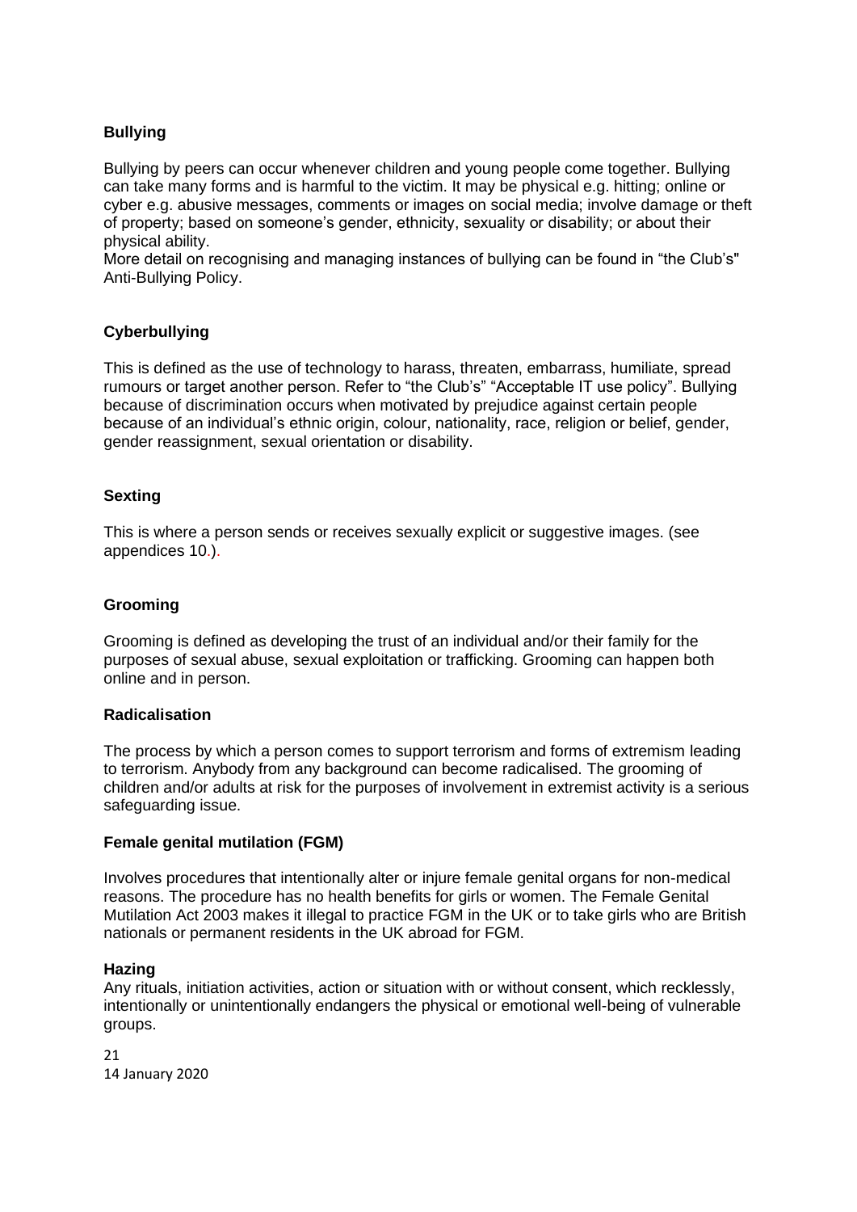**Bullying**

Bullying by peers can occur whenever children and young people come together. Bullying can take many forms and is harmful to the victim. It may be physical e.g. hitting; online or cyber e.g. abusive messages, comments or images on social media; involve damage or theft of property; based on someone's gender, ethnicity, sexuality or disability; or about their physical ability.
More detail on recognising and managing instances of bullying can be found in "the Club's" Anti-Bullying Policy.

**Cyberbullying**

This is defined as the use of technology to harass, threaten, embarrass, humiliate, spread rumours or target another person. Refer to "the Club's" "Acceptable IT use policy". Bullying because of discrimination occurs when motivated by prejudice against certain people because of an individual's ethnic origin, colour, nationality, race, religion or belief, gender, gender reassignment, sexual orientation or disability.

**Sexting**

This is where a person sends or receives sexually explicit or suggestive images. (see appendices 10.).

**Grooming**

Grooming is defined as developing the trust of an individual and/or their family for the purposes of sexual abuse, sexual exploitation or trafficking. Grooming can happen both online and in person.

**Radicalisation**

The process by which a person comes to support terrorism and forms of extremism leading to terrorism. Anybody from any background can become radicalised. The grooming of children and/or adults at risk for the purposes of involvement in extremist activity is a serious safeguarding issue.

**Female genital mutilation (FGM)**

Involves procedures that intentionally alter or injure female genital organs for non-medical reasons. The procedure has no health benefits for girls or women. The Female Genital Mutilation Act 2003 makes it illegal to practice FGM in the UK or to take girls who are British nationals or permanent residents in the UK abroad for FGM.

**Hazing**

Any rituals, initiation activities, action or situation with or without consent, which recklessly, intentionally or unintentionally endangers the physical or emotional well-being of vulnerable groups.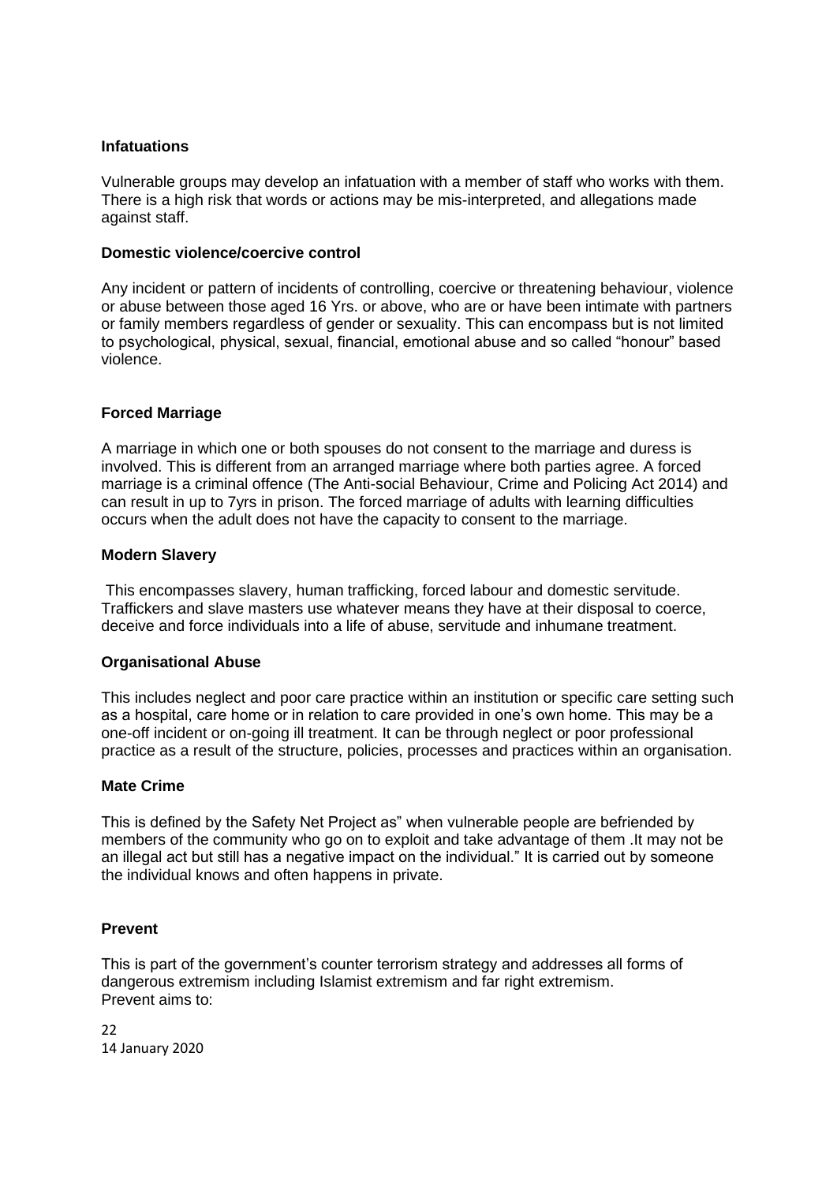**Infatuations**

Vulnerable groups may develop an infatuation with a member of staff who works with them. There is a high risk that words or actions may be mis-interpreted, and allegations made against staff.

**Domestic violence/coercive control**

Any incident or pattern of incidents of controlling, coercive or threatening behaviour, violence or abuse between those aged 16 Yrs. or above, who are or have been intimate with partners or family members regardless of gender or sexuality. This can encompass but is not limited to psychological, physical, sexual, financial, emotional abuse and so called "honour" based violence.

**Forced Marriage**

A marriage in which one or both spouses do not consent to the marriage and duress is involved. This is different from an arranged marriage where both parties agree. A forced marriage is a criminal offence (The Anti-social Behaviour, Crime and Policing Act 2014) and can result in up to 7yrs in prison. The forced marriage of adults with learning difficulties occurs when the adult does not have the capacity to consent to the marriage.

**Modern Slavery**

This encompasses slavery, human trafficking, forced labour and domestic servitude. Traffickers and slave masters use whatever means they have at their disposal to coerce, deceive and force individuals into a life of abuse, servitude and inhumane treatment.

**Organisational Abuse**

This includes neglect and poor care practice within an institution or specific care setting such as a hospital, care home or in relation to care provided in one's own home. This may be a one-off incident or on-going ill treatment. It can be through neglect or poor professional practice as a result of the structure, policies, processes and practices within an organisation.

**Mate Crime**

This is defined by the Safety Net Project as" when vulnerable people are befriended by members of the community who go on to exploit and take advantage of them .It may not be an illegal act but still has a negative impact on the individual." It is carried out by someone the individual knows and often happens in private.

**Prevent**

This is part of the government's counter terrorism strategy and addresses all forms of dangerous extremism including Islamist extremism and far right extremism.
Prevent aims to: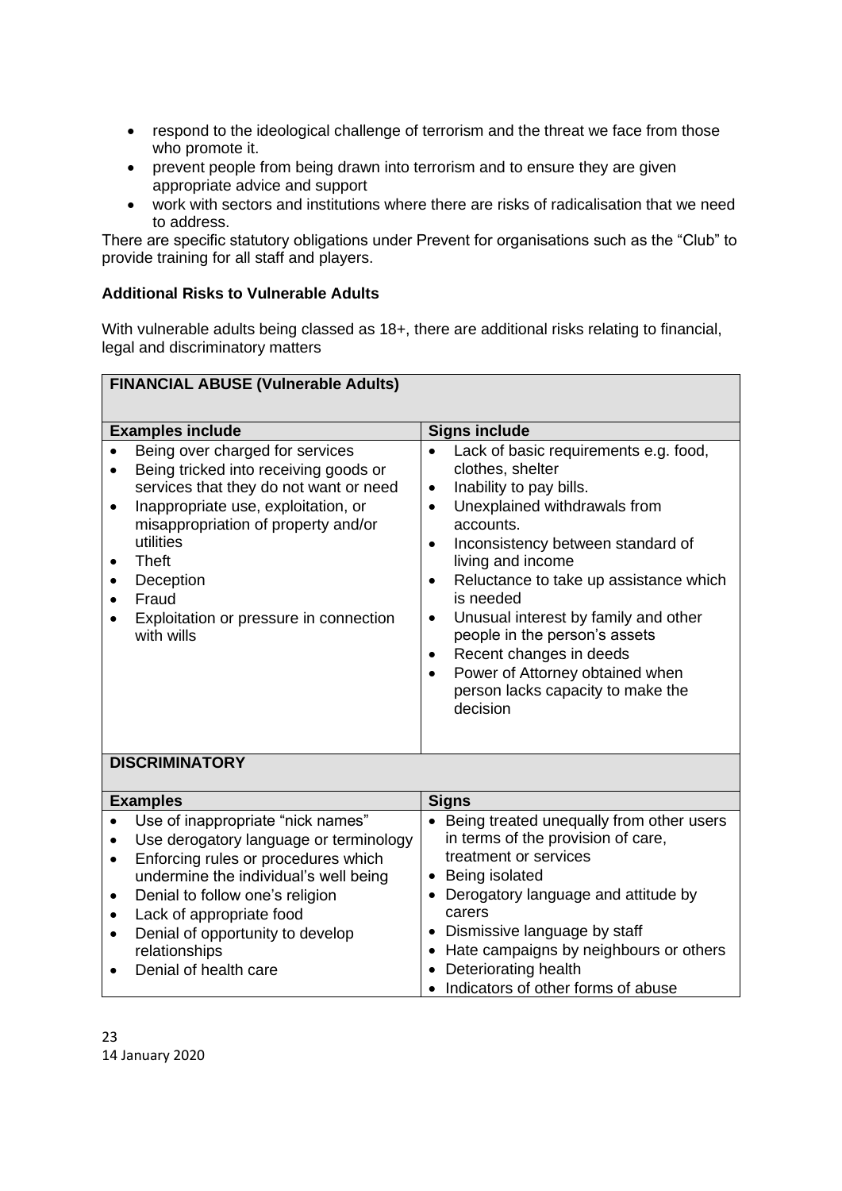- respond to the ideological challenge of terrorism and the threat we face from those who promote it.
- prevent people from being drawn into terrorism and to ensure they are given appropriate advice and support
- work with sectors and institutions where there are risks of radicalisation that we need to address.

There are specific statutory obligations under Prevent for organisations such as the "Club" to provide training for all staff and players.

**Additional Risks to Vulnerable Adults**

With vulnerable adults being classed as 18+, there are additional risks relating to financial, legal and discriminatory matters

| **FINANCIAL ABUSE (Vulnerable Adults)** | |
|---|---|
| **Examples include** | **Signs include** |
| • Being over charged for services<br>• Being tricked into receiving goods or services that they do not want or need<br>• Inappropriate use, exploitation, or misappropriation of property and/or utilities<br>• Theft<br>• Deception<br>• Fraud<br>• Exploitation or pressure in connection with wills | • Lack of basic requirements e.g. food, clothes, shelter<br>• Inability to pay bills.<br>• Unexplained withdrawals from accounts.<br>• Inconsistency between standard of living and income<br>• Reluctance to take up assistance which is needed<br>• Unusual interest by family and other people in the person's assets<br>• Recent changes in deeds<br>• Power of Attorney obtained when person lacks capacity to make the decision |
| **DISCRIMINATORY** | |
| **Examples** | **Signs** |
| • Use of inappropriate "nick names"<br>• Use derogatory language or terminology<br>• Enforcing rules or procedures which undermine the individual's well being<br>• Denial to follow one's religion<br>• Lack of appropriate food<br>• Denial of opportunity to develop relationships<br>• Denial of health care | • Being treated unequally from other users in terms of the provision of care, treatment or services<br>• Being isolated<br>• Derogatory language and attitude by carers<br>• Dismissive language by staff<br>• Hate campaigns by neighbours or others<br>• Deteriorating health<br>• Indicators of other forms of abuse |

14 January 2020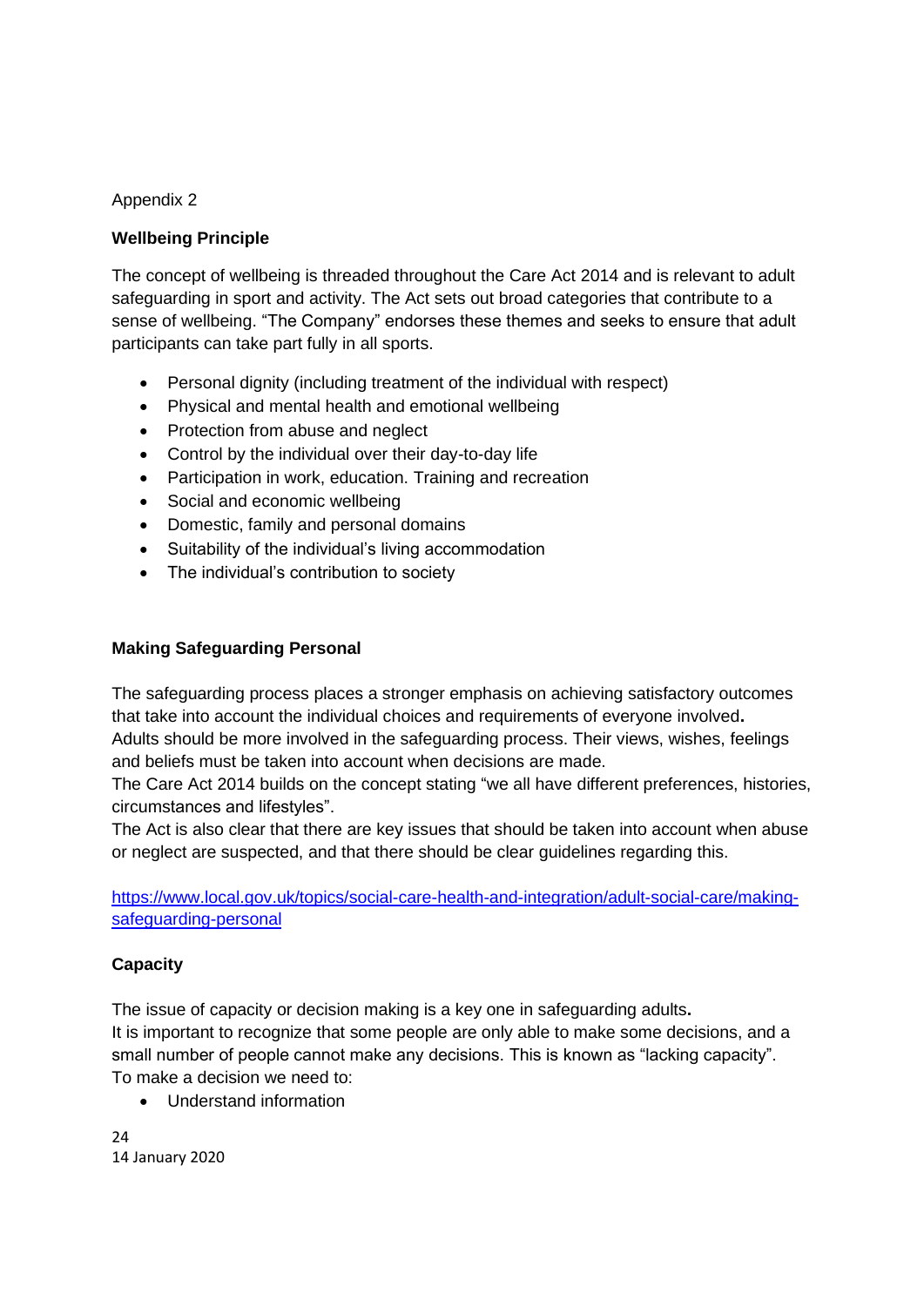Appendix 2

**Wellbeing Principle**

The concept of wellbeing is threaded throughout the Care Act 2014 and is relevant to adult safeguarding in sport and activity. The Act sets out broad categories that contribute to a sense of wellbeing. "The Company" endorses these themes and seeks to ensure that adult participants can take part fully in all sports.

- Personal dignity (including treatment of the individual with respect)
- Physical and mental health and emotional wellbeing
- Protection from abuse and neglect
- Control by the individual over their day-to-day life
- Participation in work, education. Training and recreation
- Social and economic wellbeing
- Domestic, family and personal domains
- Suitability of the individual's living accommodation
- The individual's contribution to society

**Making Safeguarding Personal**

The safeguarding process places a stronger emphasis on achieving satisfactory outcomes that take into account the individual choices and requirements of everyone involved**.**
Adults should be more involved in the safeguarding process. Their views, wishes, feelings and beliefs must be taken into account when decisions are made.
The Care Act 2014 builds on the concept stating "we all have different preferences, histories, circumstances and lifestyles".
The Act is also clear that there are key issues that should be taken into account when abuse or neglect are suspected, and that there should be clear guidelines regarding this.

[https://www.local.gov.uk/topics/social-care-health-and-integration/adult-social-care/making-safeguarding-personal](https://www.local.gov.uk/topics/social-care-health-and-integration/adult-social-care/making-safeguarding-personal)

**Capacity**

The issue of capacity or decision making is a key one in safeguarding adults**.**
It is important to recognize that some people are only able to make some decisions, and a small number of people cannot make any decisions. This is known as "lacking capacity".
To make a decision we need to:

- Understand information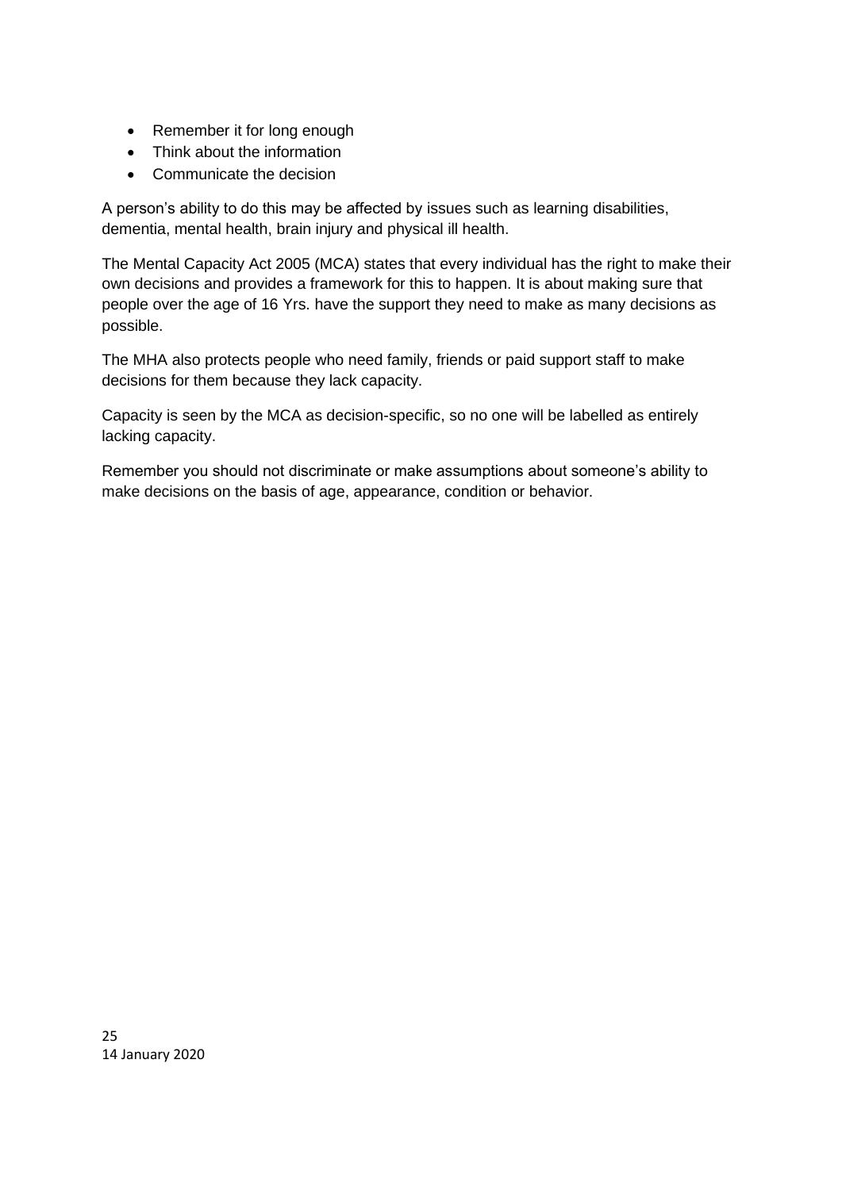- Remember it for long enough
- Think about the information
- Communicate the decision

A person's ability to do this may be affected by issues such as learning disabilities, dementia, mental health, brain injury and physical ill health.

The Mental Capacity Act 2005 (MCA) states that every individual has the right to make their own decisions and provides a framework for this to happen. It is about making sure that people over the age of 16 Yrs. have the support they need to make as many decisions as possible.

The MHA also protects people who need family, friends or paid support staff to make decisions for them because they lack capacity.

Capacity is seen by the MCA as decision-specific, so no one will be labelled as entirely lacking capacity.

Remember you should not discriminate or make assumptions about someone's ability to make decisions on the basis of age, appearance, condition or behavior.

14 January 2020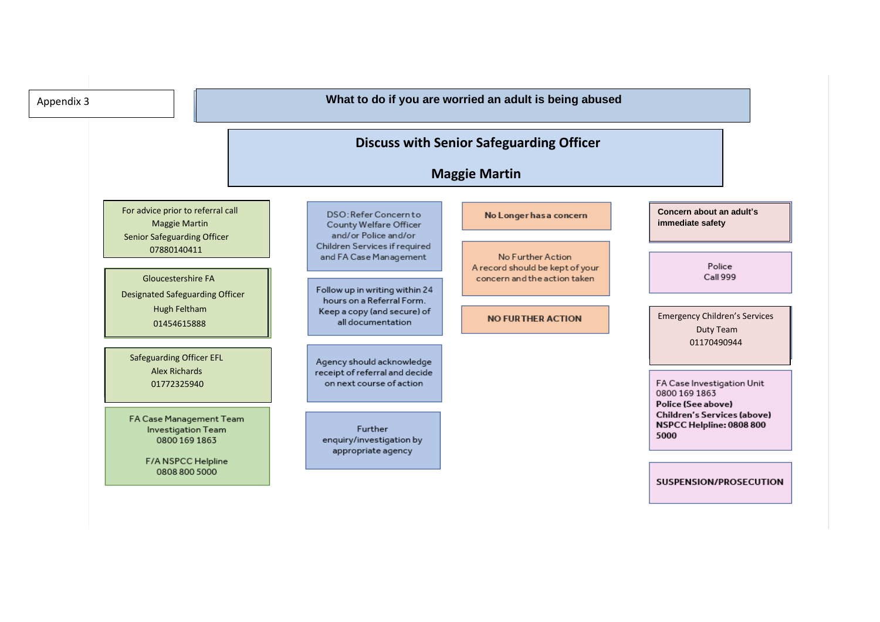Appendix 3

# What to do if you are worried an adult is being abused

## Discuss with Senior Safeguarding Officer

## Maggie Martin

For advice prior to referral call
Maggie Martin
Senior Safeguarding Officer
07880140411

Gloucestershire FA
Designated Safeguarding Officer
Hugh Feltham
01454615888

Safeguarding Officer EFL
Alex Richards
01772325940

FA Case Management Team
Investigation Team
0800 169 1863

F/A NSPCC Helpline
0808 800 5000

DSO: Refer Concern to County Welfare Officer and/or Police and/or Children Services if required and FA Case Management

Follow up in writing within 24 hours on a Referral Form. Keep a copy (and secure) of all documentation

Agency should acknowledge receipt of referral and decide on next course of action

Further enquiry/investigation by appropriate agency

**No Longer has a concern**

No Further Action
A record should be kept of your concern and the action taken

**NO FURTHER ACTION**

**Concern about an adult's immediate safety**

Police
Call 999

Emergency Children's Services
Duty Team
01170490944

FA Case Investigation Unit
0800 169 1863
**Police (See above)**
**Children's Services (above)**
**NSPCC Helpline: 0808 800 5000**

**SUSPENSION/PROSECUTION**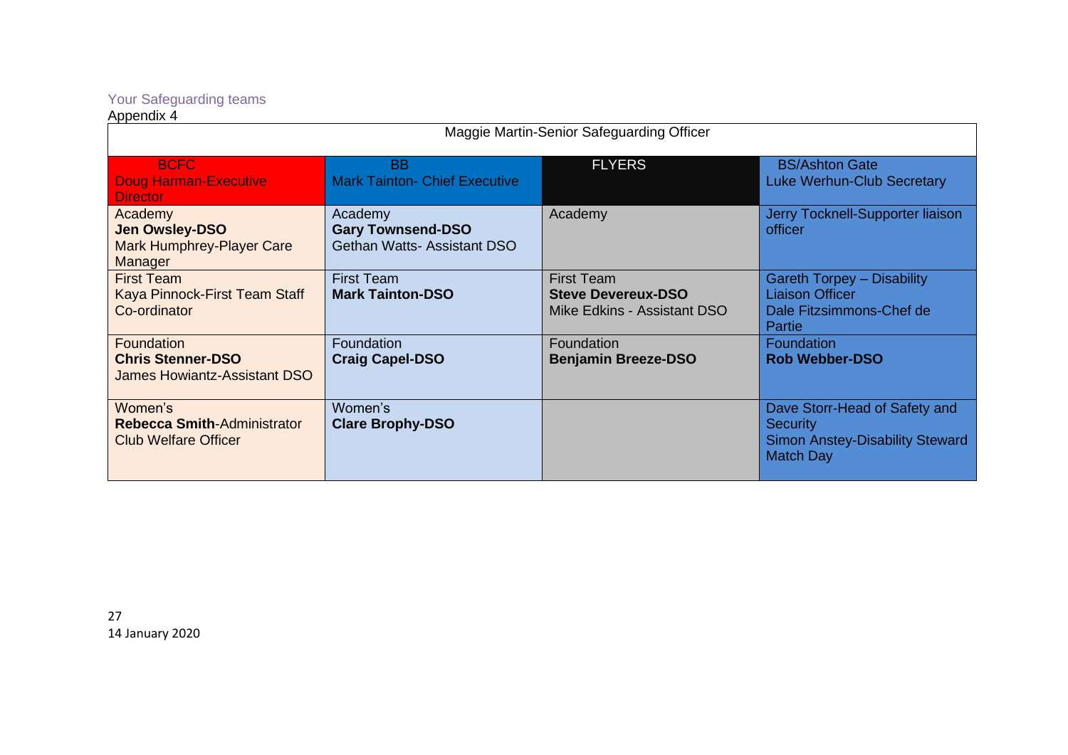## Your Safeguarding teams

Appendix 4

| Maggie Martin-Senior Safeguarding Officer | | | |
|---|---|---|---|
| BCFC<br>Doug Harman-Executive Director | BB<br>Mark Tainton- Chief Executive | FLYERS | BS/Ashton Gate<br>Luke Werhun-Club Secretary |
| Academy<br>**Jen Owsley-DSO**<br>Mark Humphrey-Player Care Manager | Academy<br>**Gary Townsend-DSO**<br>Gethan Watts- Assistant DSO | Academy | Jerry Tocknell-Supporter liaison officer |
| First Team<br>Kaya Pinnock-First Team Staff Co-ordinator | First Team<br>**Mark Tainton-DSO** | First Team<br>**Steve Devereux-DSO**<br>Mike Edkins - Assistant DSO | Gareth Torpey – Disability Liaison Officer<br>Dale Fitzsimmons-Chef de Partie |
| Foundation<br>**Chris Stenner-DSO**<br>James Howiantz-Assistant DSO | Foundation<br>**Craig Capel-DSO** | Foundation<br>**Benjamin Breeze-DSO** | Foundation<br>**Rob Webber-DSO** |
| Women's<br>**Rebecca Smith**-Administrator Club Welfare Officer | Women's<br>**Clare Brophy-DSO** | | Dave Storr-Head of Safety and Security<br>Simon Anstey-Disability Steward Match Day |

14 January 2020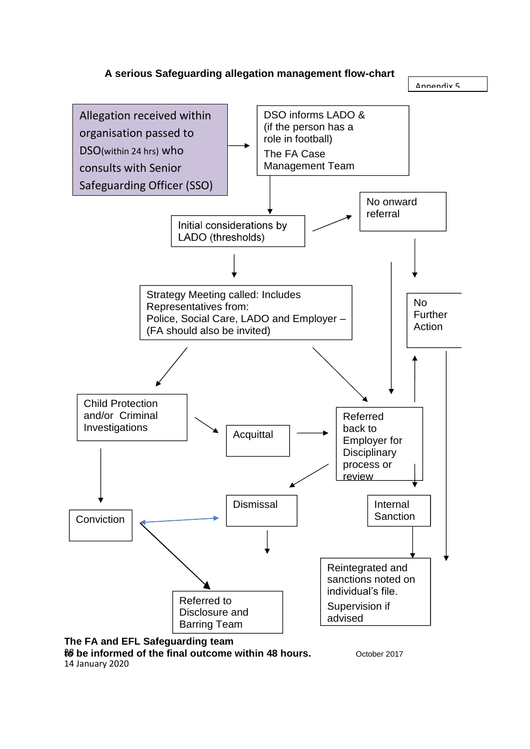**A serious Safeguarding allegation management flow-chart**

Appendix 5

- Allegation received within organisation passed to DSO(within 24 hrs) who consults with Senior Safeguarding Officer (SSO)
- DSO informs LADO & (if the person has a role in football) The FA Case Management Team
- Initial considerations by LADO (thresholds)
- No onward referral
- Strategy Meeting called: Includes Representatives from: Police, Social Care, LADO and Employer – (FA should also be invited)
- No Further Action
- Child Protection and/or Criminal Investigations
- Acquittal
- Referred back to Employer for Disciplinary process or review
- Conviction
- Dismissal
- Internal Sanction
- Referred to Disclosure and Barring Team
- Reintegrated and sanctions noted on individual's file. Supervision if advised

**The FA and EFL Safeguarding team to be informed of the final outcome within 48 hours.**

October 2017

14 January 2020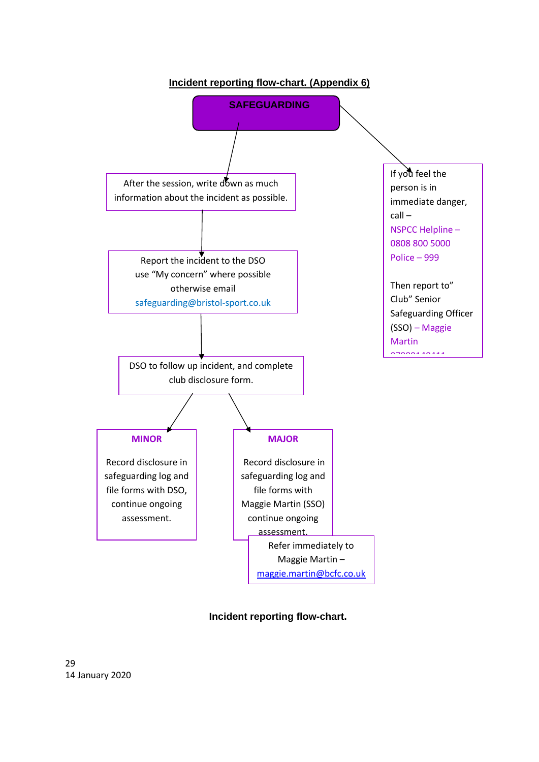## Incident reporting flow-chart. (Appendix 6)

**SAFEGUARDING**

After the session, write down as much information about the incident as possible.

Report the incident to the DSO use "My concern" where possible otherwise email safeguarding@bristol-sport.co.uk

DSO to follow up incident, and complete club disclosure form.

**MINOR**

Record disclosure in safeguarding log and file forms with DSO, continue ongoing assessment.

**MAJOR**

Record disclosure in safeguarding log and file forms with Maggie Martin (SSO) continue ongoing assessment.

Refer immediately to Maggie Martin – maggie.martin@bcfc.co.uk

If you feel the person is in immediate danger, call –
NSPCC Helpline – 0808 800 5000
Police – 999

Then report to" Club" Senior Safeguarding Officer (SSO) – Maggie Martin

**Incident reporting flow-chart.**

14 January 2020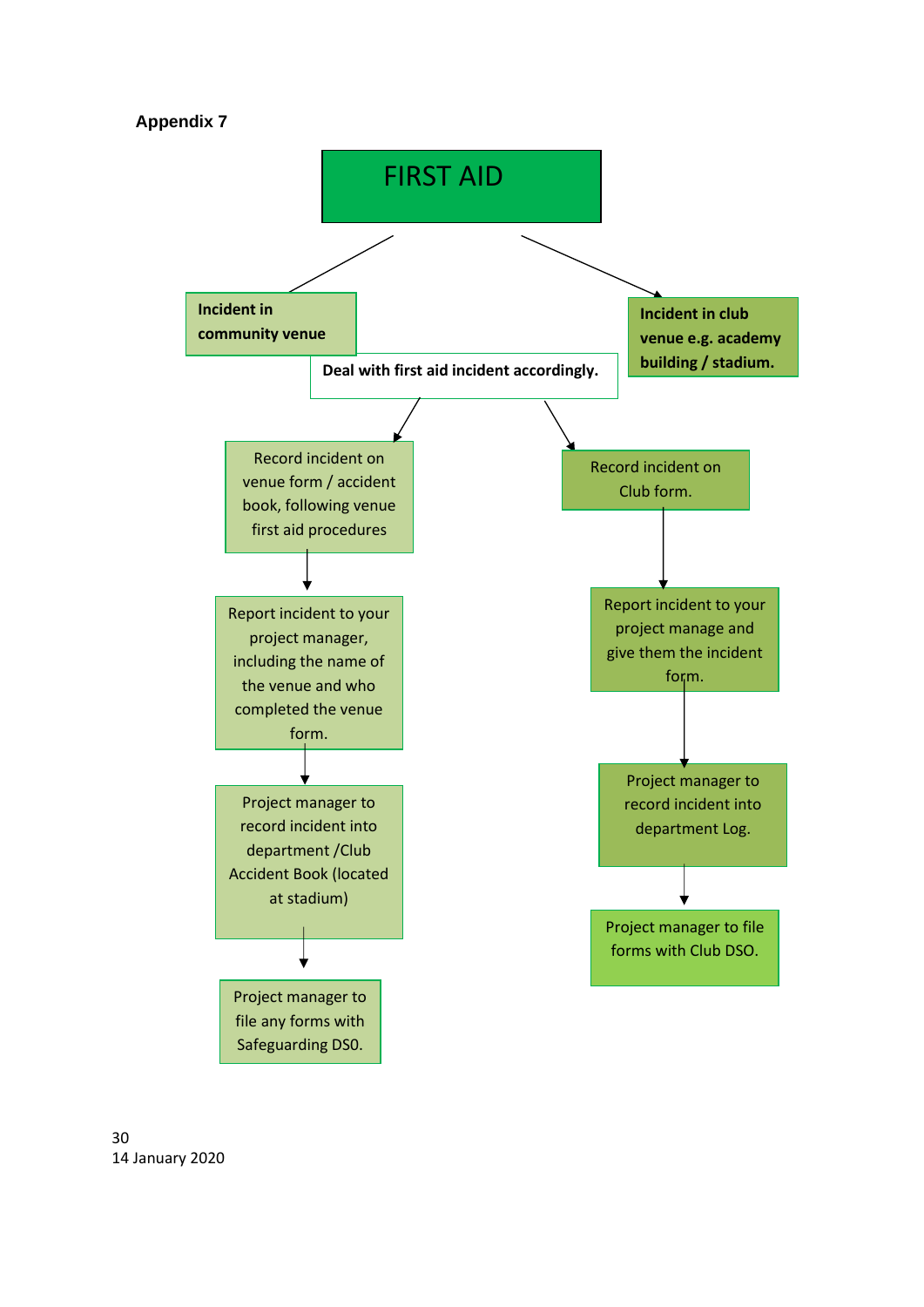**Appendix 7**

# FIRST AID

**Incident in community venue**

**Incident in club venue e.g. academy building / stadium.**

**Deal with first aid incident accordingly.**

**Community venue:**

1. Record incident on venue form / accident book, following venue first aid procedures
2. Report incident to your project manager, including the name of the venue and who completed the venue form.
3. Project manager to record incident into department /Club Accident Book (located at stadium)
4. Project manager to file any forms with Safeguarding DS0.

**Club venue:**

1. Record incident on Club form.
2. Report incident to your project manage and give them the incident form.
3. Project manager to record incident into department Log.
4. Project manager to file forms with Club DSO.

14 January 2020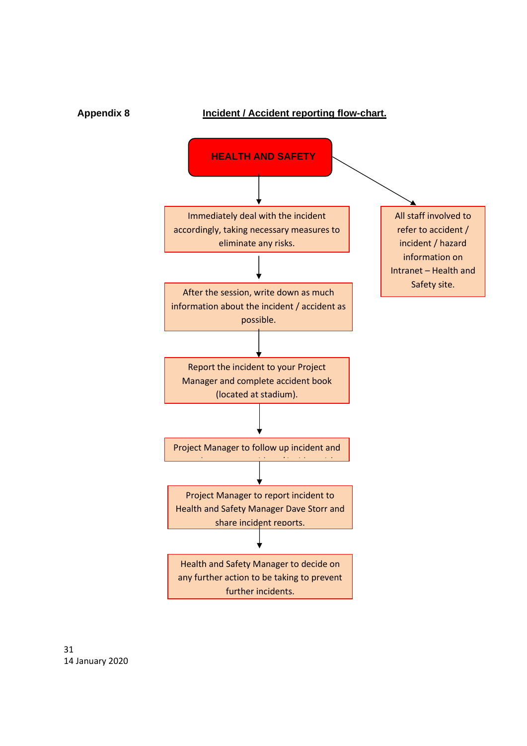**Appendix 8**

## Incident / Accident reporting flow-chart.

**HEALTH AND SAFETY**

↓

Immediately deal with the incident accordingly, taking necessary measures to eliminate any risks.

↓

After the session, write down as much information about the incident / accident as possible.

↓

Report the incident to your Project Manager and complete accident book (located at stadium).

↓

Project Manager to follow up incident and

↓

Project Manager to report incident to Health and Safety Manager Dave Storr and share incident reports.

↓

Health and Safety Manager to decide on any further action to be taking to prevent further incidents.

---

All staff involved to refer to accident / incident / hazard information on Intranet – Health and Safety site.

14 January 2020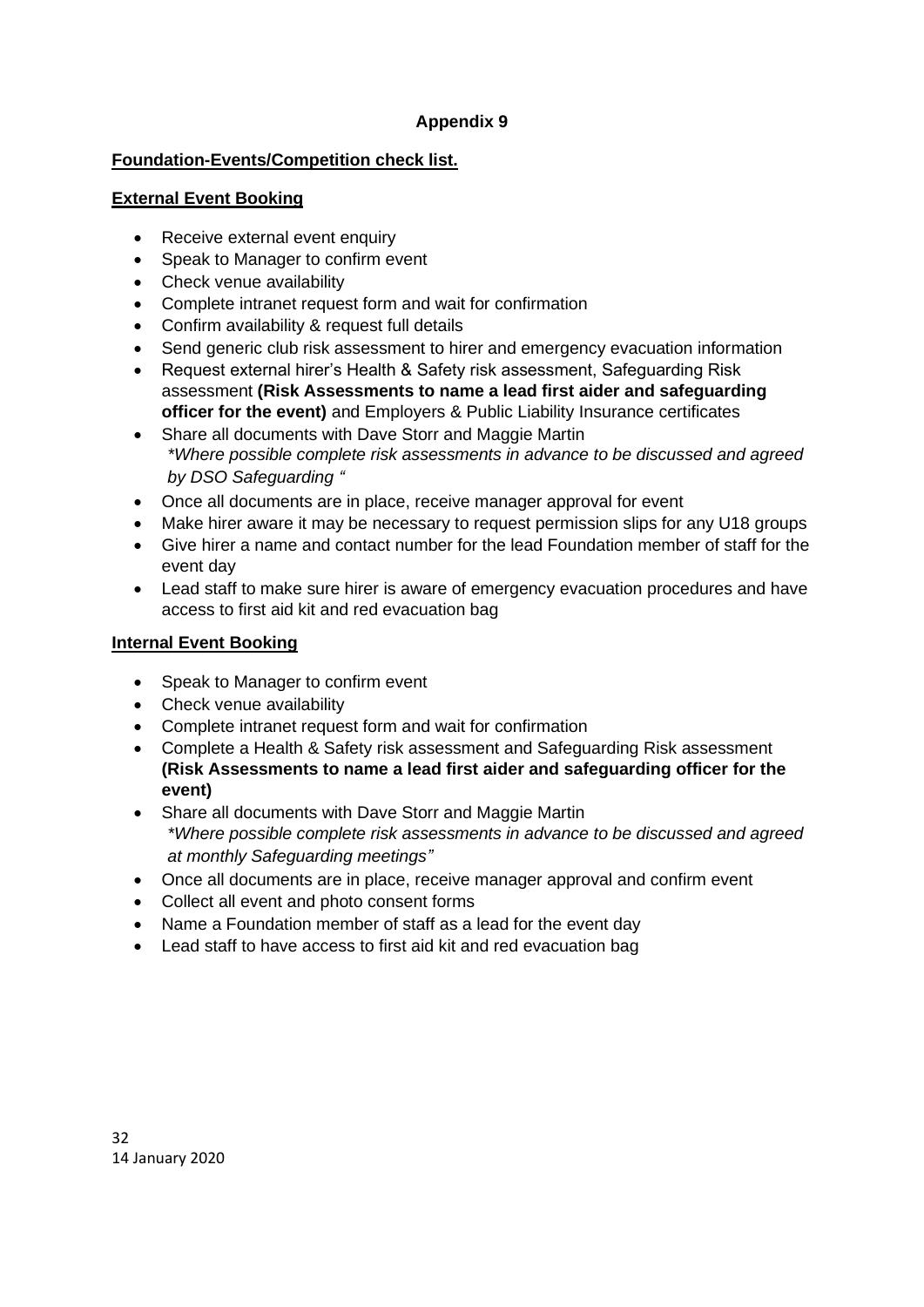**Appendix 9**

**Foundation-Events/Competition check list.**

**External Event Booking**

- Receive external event enquiry
- Speak to Manager to confirm event
- Check venue availability
- Complete intranet request form and wait for confirmation
- Confirm availability & request full details
- Send generic club risk assessment to hirer and emergency evacuation information
- Request external hirer's Health & Safety risk assessment, Safeguarding Risk assessment **(Risk Assessments to name a lead first aider and safeguarding officer for the event)** and Employers & Public Liability Insurance certificates
- Share all documents with Dave Storr and Maggie Martin
  *\*Where possible complete risk assessments in advance to be discussed and agreed by DSO Safeguarding "*
- Once all documents are in place, receive manager approval for event
- Make hirer aware it may be necessary to request permission slips for any U18 groups
- Give hirer a name and contact number for the lead Foundation member of staff for the event day
- Lead staff to make sure hirer is aware of emergency evacuation procedures and have access to first aid kit and red evacuation bag

**Internal Event Booking**

- Speak to Manager to confirm event
- Check venue availability
- Complete intranet request form and wait for confirmation
- Complete a Health & Safety risk assessment and Safeguarding Risk assessment **(Risk Assessments to name a lead first aider and safeguarding officer for the event)**
- Share all documents with Dave Storr and Maggie Martin
  *\*Where possible complete risk assessments in advance to be discussed and agreed at monthly Safeguarding meetings"*
- Once all documents are in place, receive manager approval and confirm event
- Collect all event and photo consent forms
- Name a Foundation member of staff as a lead for the event day
- Lead staff to have access to first aid kit and red evacuation bag

14 January 2020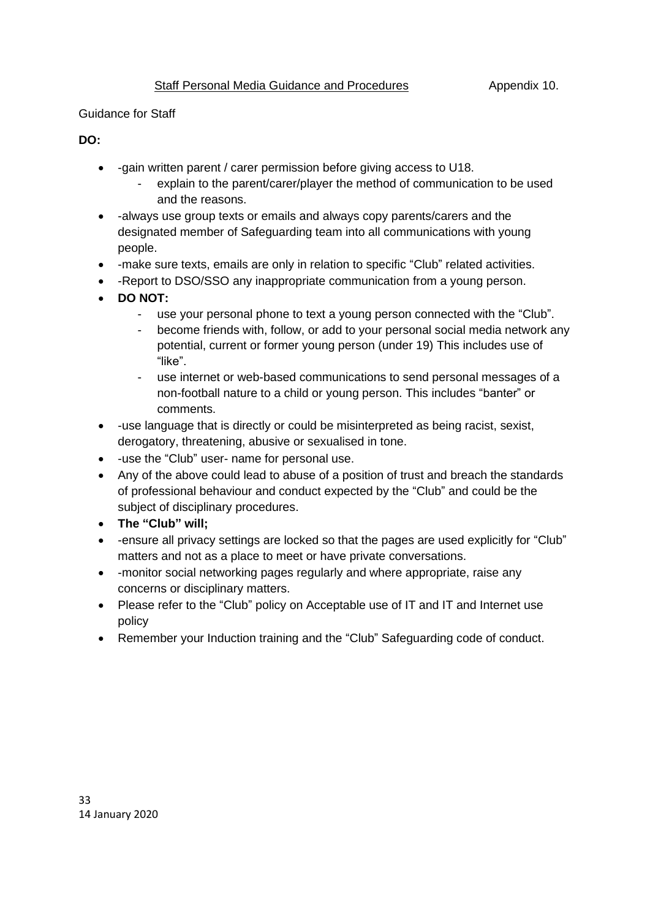Staff Personal Media Guidance and Procedures Appendix 10.

Guidance for Staff

**DO:**

- -gain written parent / carer permission before giving access to U18.
  - explain to the parent/carer/player the method of communication to be used and the reasons.
- -always use group texts or emails and always copy parents/carers and the designated member of Safeguarding team into all communications with young people.
- -make sure texts, emails are only in relation to specific "Club" related activities.
- -Report to DSO/SSO any inappropriate communication from a young person.
- **DO NOT:**
  - use your personal phone to text a young person connected with the "Club".
  - become friends with, follow, or add to your personal social media network any potential, current or former young person (under 19) This includes use of "like".
  - use internet or web-based communications to send personal messages of a non-football nature to a child or young person. This includes "banter" or comments.
- -use language that is directly or could be misinterpreted as being racist, sexist, derogatory, threatening, abusive or sexualised in tone.
- -use the "Club" user- name for personal use.
- Any of the above could lead to abuse of a position of trust and breach the standards of professional behaviour and conduct expected by the "Club" and could be the subject of disciplinary procedures.
- **The "Club" will;**
- -ensure all privacy settings are locked so that the pages are used explicitly for "Club" matters and not as a place to meet or have private conversations.
- -monitor social networking pages regularly and where appropriate, raise any concerns or disciplinary matters.
- Please refer to the "Club" policy on Acceptable use of IT and IT and Internet use policy
- Remember your Induction training and the "Club" Safeguarding code of conduct.

14 January 2020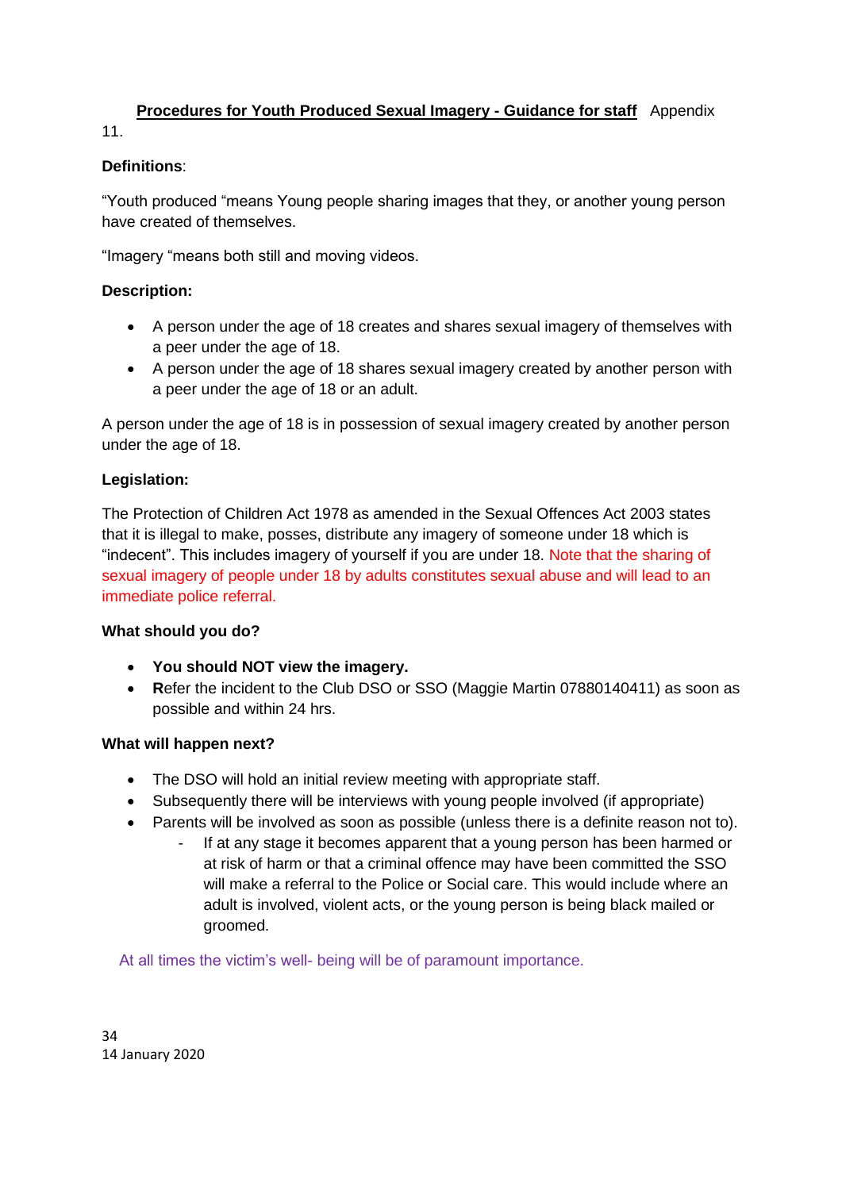**Procedures for Youth Produced Sexual Imagery - Guidance for staff** Appendix 11.

**Definitions**:

"Youth produced "means Young people sharing images that they, or another young person have created of themselves.

"Imagery "means both still and moving videos.

**Description:**

- A person under the age of 18 creates and shares sexual imagery of themselves with a peer under the age of 18.
- A person under the age of 18 shares sexual imagery created by another person with a peer under the age of 18 or an adult.

A person under the age of 18 is in possession of sexual imagery created by another person under the age of 18.

**Legislation:**

The Protection of Children Act 1978 as amended in the Sexual Offences Act 2003 states that it is illegal to make, posses, distribute any imagery of someone under 18 which is "indecent". This includes imagery of yourself if you are under 18. Note that the sharing of sexual imagery of people under 18 by adults constitutes sexual abuse and will lead to an immediate police referral.

**What should you do?**

- **You should NOT view the imagery.**
- **R**efer the incident to the Club DSO or SSO (Maggie Martin 07880140411) as soon as possible and within 24 hrs.

**What will happen next?**

- The DSO will hold an initial review meeting with appropriate staff.
- Subsequently there will be interviews with young people involved (if appropriate)
- Parents will be involved as soon as possible (unless there is a definite reason not to).
  - If at any stage it becomes apparent that a young person has been harmed or at risk of harm or that a criminal offence may have been committed the SSO will make a referral to the Police or Social care. This would include where an adult is involved, violent acts, or the young person is being black mailed or groomed.

At all times the victim's well- being will be of paramount importance.

14 January 2020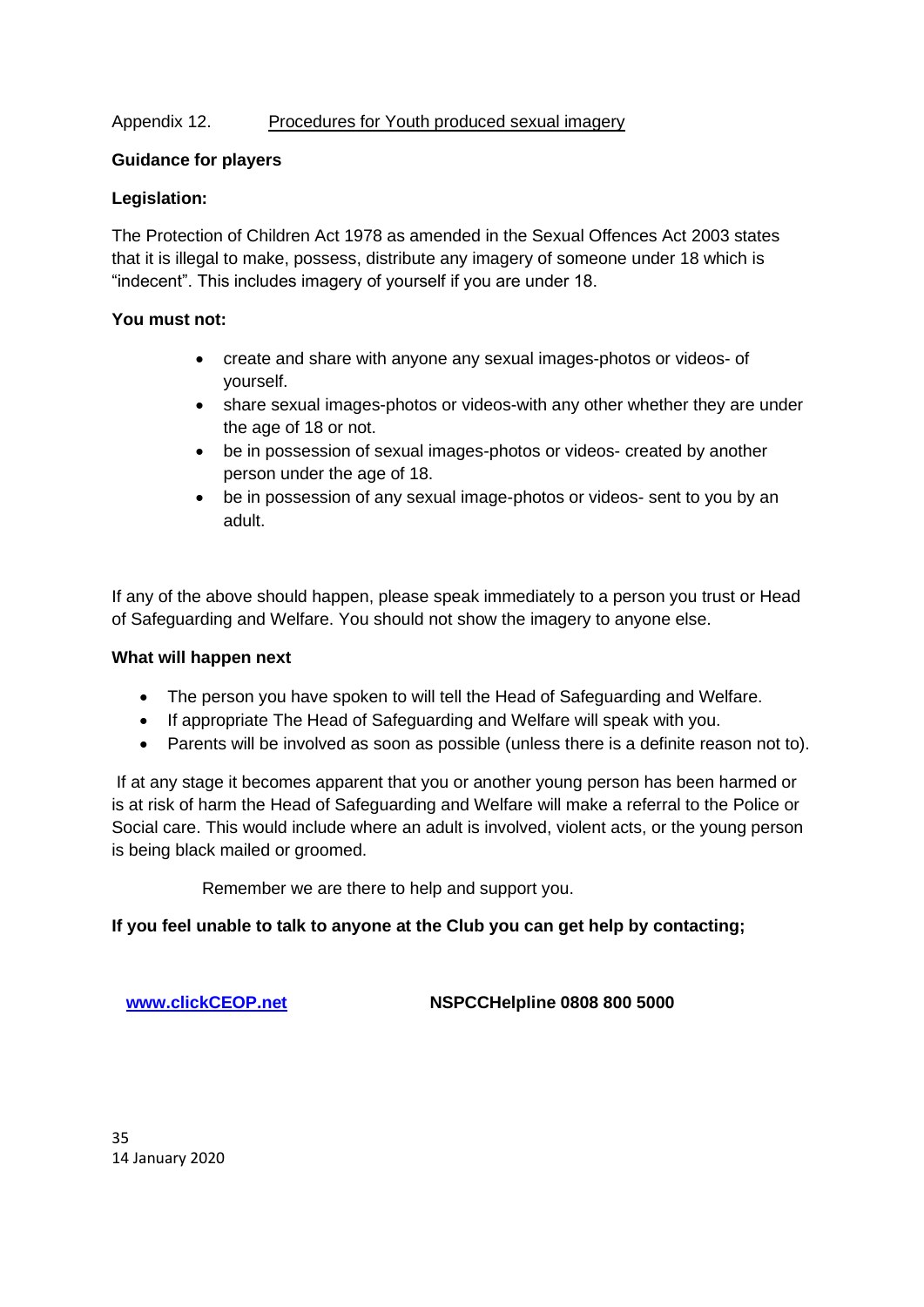Appendix 12. Procedures for Youth produced sexual imagery

**Guidance for players**

**Legislation:**

The Protection of Children Act 1978 as amended in the Sexual Offences Act 2003 states that it is illegal to make, possess, distribute any imagery of someone under 18 which is "indecent". This includes imagery of yourself if you are under 18.

**You must not:**

- create and share with anyone any sexual images-photos or videos- of yourself.
- share sexual images-photos or videos-with any other whether they are under the age of 18 or not.
- be in possession of sexual images-photos or videos- created by another person under the age of 18.
- be in possession of any sexual image-photos or videos- sent to you by an adult.

If any of the above should happen, please speak immediately to a person you trust or Head of Safeguarding and Welfare. You should not show the imagery to anyone else.

**What will happen next**

- The person you have spoken to will tell the Head of Safeguarding and Welfare.
- If appropriate The Head of Safeguarding and Welfare will speak with you.
- Parents will be involved as soon as possible (unless there is a definite reason not to).

If at any stage it becomes apparent that you or another young person has been harmed or is at risk of harm the Head of Safeguarding and Welfare will make a referral to the Police or Social care. This would include where an adult is involved, violent acts, or the young person is being black mailed or groomed.

Remember we are there to help and support you.

**If you feel unable to talk to anyone at the Club you can get help by contacting;**

**www.clickCEOP.net** **NSPCCHelpline 0808 800 5000**

14 January 2020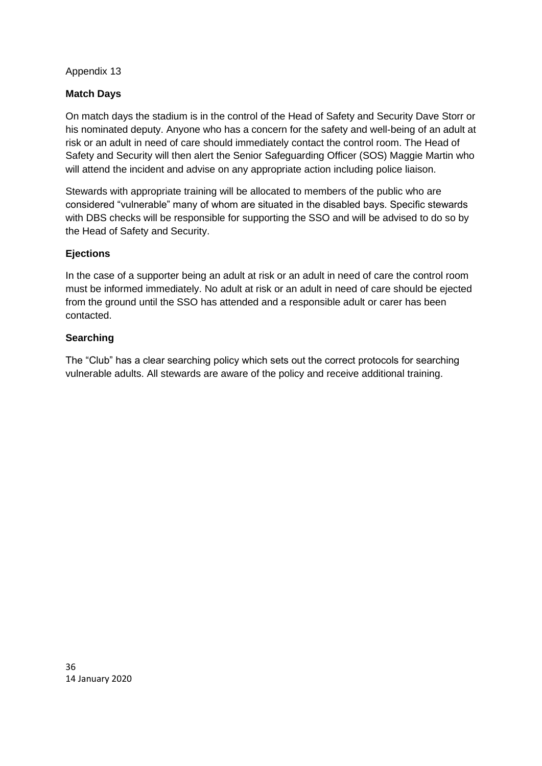Appendix 13

**Match Days**

On match days the stadium is in the control of the Head of Safety and Security Dave Storr or his nominated deputy. Anyone who has a concern for the safety and well-being of an adult at risk or an adult in need of care should immediately contact the control room. The Head of Safety and Security will then alert the Senior Safeguarding Officer (SOS) Maggie Martin who will attend the incident and advise on any appropriate action including police liaison.

Stewards with appropriate training will be allocated to members of the public who are considered "vulnerable" many of whom are situated in the disabled bays. Specific stewards with DBS checks will be responsible for supporting the SSO and will be advised to do so by the Head of Safety and Security.

**Ejections**

In the case of a supporter being an adult at risk or an adult in need of care the control room must be informed immediately. No adult at risk or an adult in need of care should be ejected from the ground until the SSO has attended and a responsible adult or carer has been contacted.

**Searching**

The "Club" has a clear searching policy which sets out the correct protocols for searching vulnerable adults. All stewards are aware of the policy and receive additional training.

14 January 2020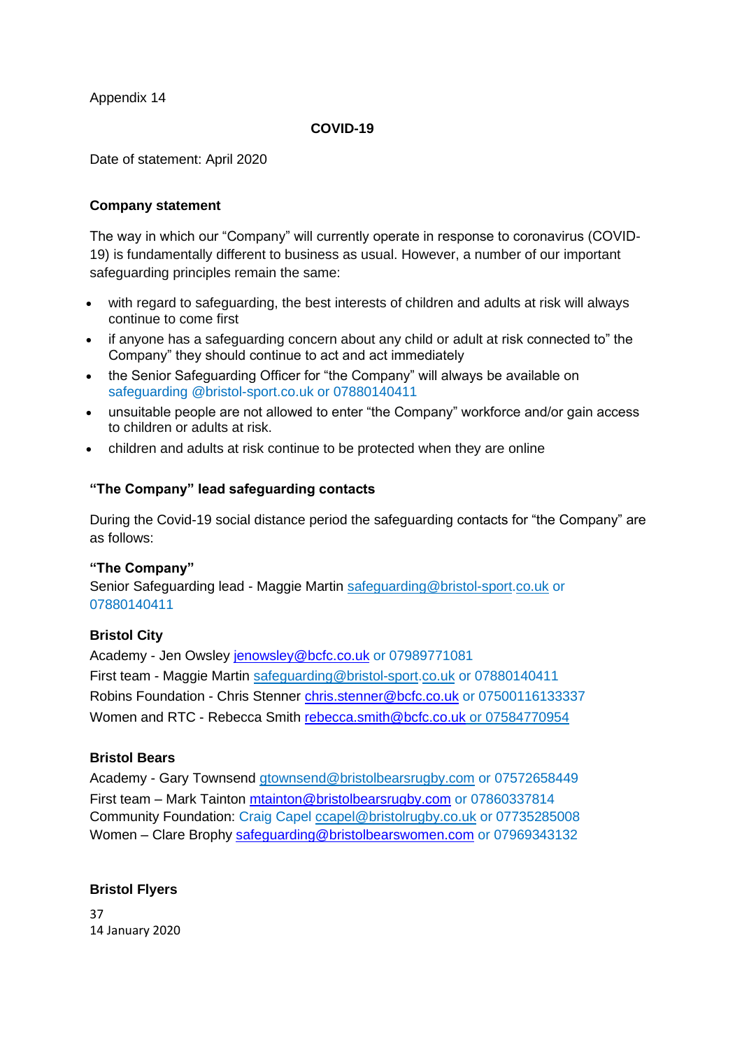Appendix 14

**COVID-19**

Date of statement: April 2020

**Company statement**

The way in which our “Company” will currently operate in response to coronavirus (COVID-19) is fundamentally different to business as usual. However, a number of our important safeguarding principles remain the same:

- with regard to safeguarding, the best interests of children and adults at risk will always continue to come first
- if anyone has a safeguarding concern about any child or adult at risk connected to” the Company” they should continue to act and act immediately
- the Senior Safeguarding Officer for “the Company” will always be available on safeguarding @bristol-sport.co.uk or 07880140411
- unsuitable people are not allowed to enter “the Company” workforce and/or gain access to children or adults at risk.
- children and adults at risk continue to be protected when they are online

**“The Company” lead safeguarding contacts**

During the Covid-19 social distance period the safeguarding contacts for “the Company” are as follows:

**“The Company”**
Senior Safeguarding lead - Maggie Martin safeguarding@bristol-sport.co.uk or 07880140411

**Bristol City**
Academy - Jen Owsley jenowsley@bcfc.co.uk or 07989771081
First team - Maggie Martin safeguarding@bristol-sport.co.uk or 07880140411
Robins Foundation - Chris Stenner chris.stenner@bcfc.co.uk or 07500116133337
Women and RTC - Rebecca Smith rebecca.smith@bcfc.co.uk or 07584770954

**Bristol Bears**
Academy - Gary Townsend gtownsend@bristolbearsrugby.com or 07572658449
First team – Mark Tainton mtainton@bristolbearsrugby.com or 07860337814
Community Foundation: Craig Capel ccapel@bristolrugby.co.uk or 07735285008
Women – Clare Brophy safeguarding@bristolbearswomen.com or 07969343132

**Bristol Flyers**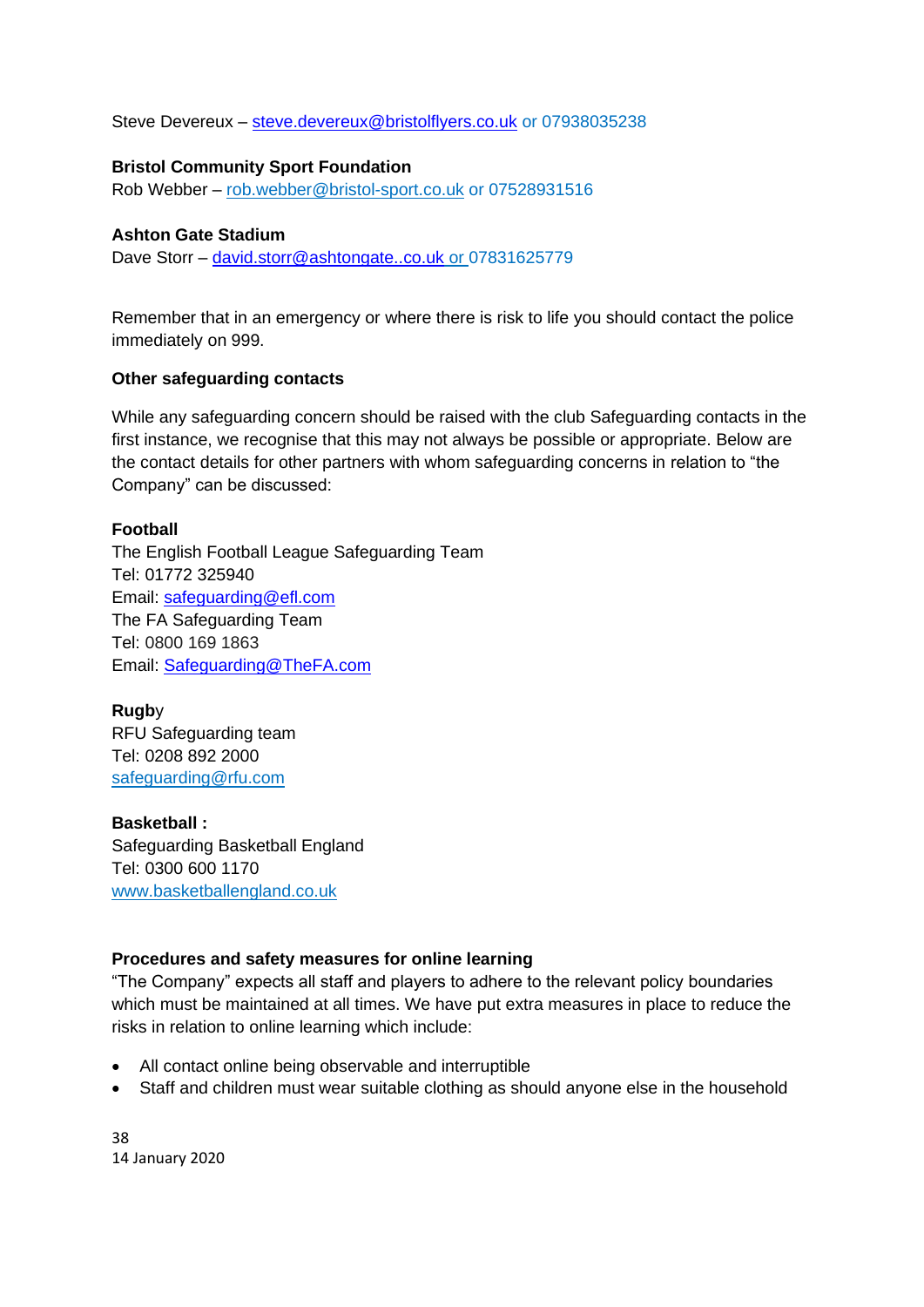Steve Devereux – steve.devereux@bristolflyers.co.uk or 07938035238

**Bristol Community Sport Foundation**
Rob Webber – rob.webber@bristol-sport.co.uk or 07528931516

**Ashton Gate Stadium**
Dave Storr – david.storr@ashtongate..co.uk or 07831625779

Remember that in an emergency or where there is risk to life you should contact the police immediately on 999.

**Other safeguarding contacts**

While any safeguarding concern should be raised with the club Safeguarding contacts in the first instance, we recognise that this may not always be possible or appropriate. Below are the contact details for other partners with whom safeguarding concerns in relation to "the Company" can be discussed:

**Football**
The English Football League Safeguarding Team
Tel: 01772 325940
Email: safeguarding@efl.com
The FA Safeguarding Team
Tel: 0800 169 1863
Email: Safeguarding@TheFA.com

**Rugb**y
RFU Safeguarding team
Tel: 0208 892 2000
safeguarding@rfu.com

**Basketball :**
Safeguarding Basketball England
Tel: 0300 600 1170
www.basketballengland.co.uk

**Procedures and safety measures for online learning**
"The Company" expects all staff and players to adhere to the relevant policy boundaries which must be maintained at all times. We have put extra measures in place to reduce the risks in relation to online learning which include:

- All contact online being observable and interruptible
- Staff and children must wear suitable clothing as should anyone else in the household

14 January 2020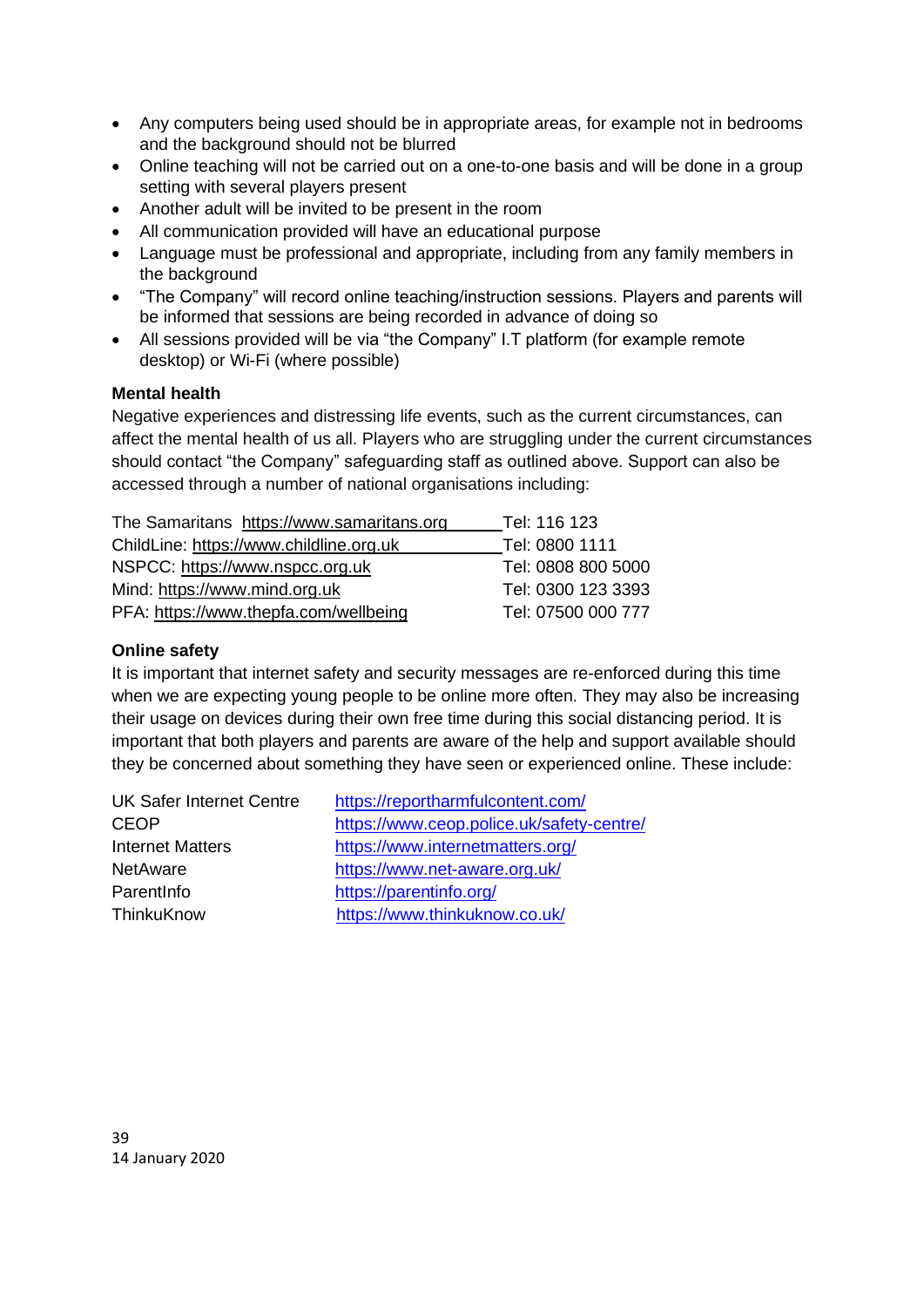- Any computers being used should be in appropriate areas, for example not in bedrooms and the background should not be blurred
- Online teaching will not be carried out on a one-to-one basis and will be done in a group setting with several players present
- Another adult will be invited to be present in the room
- All communication provided will have an educational purpose
- Language must be professional and appropriate, including from any family members in the background
- "The Company" will record online teaching/instruction sessions. Players and parents will be informed that sessions are being recorded in advance of doing so
- All sessions provided will be via "the Company" I.T platform (for example remote desktop) or Wi-Fi (where possible)

**Mental health**

Negative experiences and distressing life events, such as the current circumstances, can affect the mental health of us all. Players who are struggling under the current circumstances should contact "the Company" safeguarding staff as outlined above. Support can also be accessed through a number of national organisations including:

| | |
|---|---|
| The Samaritans https://www.samaritans.org | Tel: 116 123 |
| ChildLine: https://www.childline.org.uk | Tel: 0800 1111 |
| NSPCC: https://www.nspcc.org.uk | Tel: 0808 800 5000 |
| Mind: https://www.mind.org.uk | Tel: 0300 123 3393 |
| PFA: https://www.thepfa.com/wellbeing | Tel: 07500 000 777 |

**Online safety**

It is important that internet safety and security messages are re-enforced during this time when we are expecting young people to be online more often. They may also be increasing their usage on devices during their own free time during this social distancing period. It is important that both players and parents are aware of the help and support available should they be concerned about something they have seen or experienced online. These include:

| | |
|---|---|
| UK Safer Internet Centre | https://reportharmfulcontent.com/ |
| CEOP | https://www.ceop.police.uk/safety-centre/ |
| Internet Matters | https://www.internetmatters.org/ |
| NetAware | https://www.net-aware.org.uk/ |
| ParentInfo | https://parentinfo.org/ |
| ThinkuKnow | https://www.thinkuknow.co.uk/ |

14 January 2020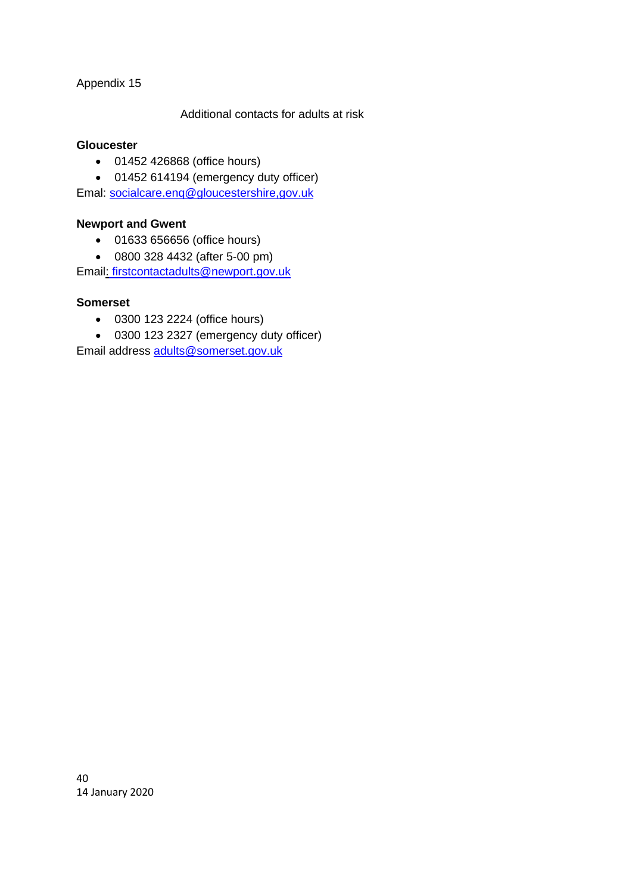Appendix 15

Additional contacts for adults at risk

**Gloucester**

- 01452 426868 (office hours)
- 01452 614194 (emergency duty officer)

Emal: socialcare.enq@gloucestershire,gov.uk

**Newport and Gwent**

- 01633 656656 (office hours)
- 0800 328 4432 (after 5-00 pm)

Email: firstcontactadults@newport.gov.uk

**Somerset**

- 0300 123 2224 (office hours)
- 0300 123 2327 (emergency duty officer)

Email address adults@somerset.gov.uk

14 January 2020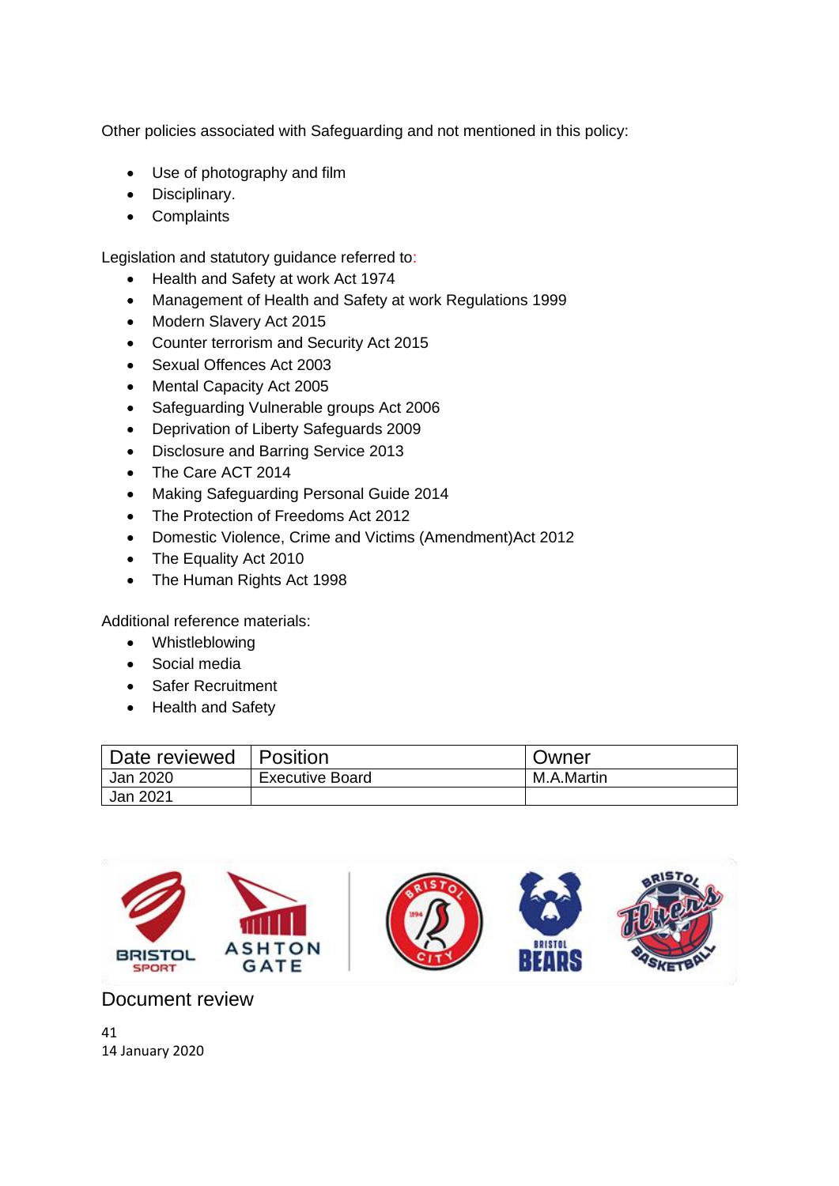Other policies associated with Safeguarding and not mentioned in this policy:

- Use of photography and film
- Disciplinary.
- Complaints

Legislation and statutory guidance referred to:

- Health and Safety at work Act 1974
- Management of Health and Safety at work Regulations 1999
- Modern Slavery Act 2015
- Counter terrorism and Security Act 2015
- Sexual Offences Act 2003
- Mental Capacity Act 2005
- Safeguarding Vulnerable groups Act 2006
- Deprivation of Liberty Safeguards 2009
- Disclosure and Barring Service 2013
- The Care ACT 2014
- Making Safeguarding Personal Guide 2014
- The Protection of Freedoms Act 2012
- Domestic Violence, Crime and Victims (Amendment)Act 2012
- The Equality Act 2010
- The Human Rights Act 1998

Additional reference materials:

- Whistleblowing
- Social media
- Safer Recruitment
- Health and Safety

| Date reviewed | Position | Owner |
|---|---|---|
| Jan 2020 | Executive Board | M.A.Martin |
| Jan 2021 | | |

Document review